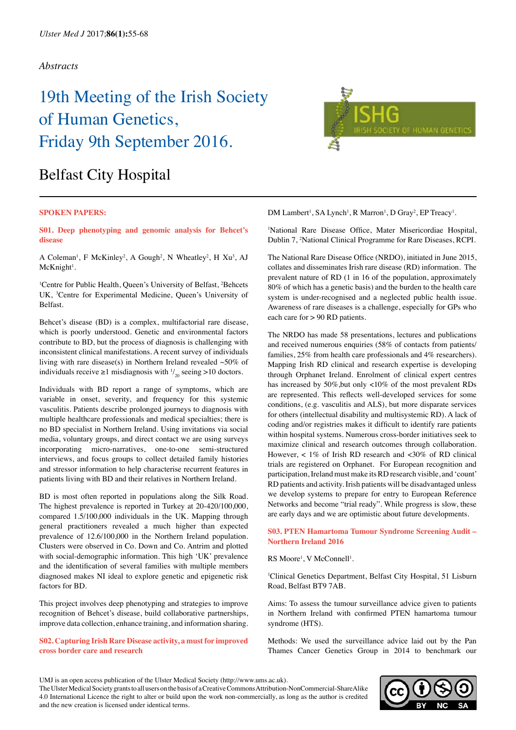*Abstracts*

# 19th Meeting of the Irish Society of Human Genetics, Friday 9th September 2016.

## Belfast City Hospital

### SPOKEN PAPERS:

#### S01. Deep phenotyping and genomic analysis for Behcet's disease

A Coleman[1], F McKinley[2], A Gough[2], N Wheatley[2], H Xu[3], AJ McKnight[1].

[1]Centre for Public Health, Queen's University of Belfast, [2]Behcets UK, [3]Centre for Experimental Medicine, Queen's University of Belfast.

Behcet's disease (BD) is a complex, multifactorial rare disease, which is poorly understood. Genetic and environmental factors contribute to BD, but the process of diagnosis is challenging with inconsistent clinical manifestations. A recent survey of individuals living with rare disease(s) in Northern Ireland revealed ~50% of individuals receive ≥1 misdiagnosis with $^{1}/_{20}$ seeing >10 doctors.

Individuals with BD report a range of symptoms, which are variable in onset, severity, and frequency for this systemic vasculitis. Patients describe prolonged journeys to diagnosis with multiple healthcare professionals and medical specialties; there is no BD specialist in Northern Ireland. Using invitations via social media, voluntary groups, and direct contact we are using surveys incorporating micro-narratives, one-to-one semi-structured interviews, and focus groups to collect detailed family histories and stressor information to help characterise recurrent features in patients living with BD and their relatives in Northern Ireland.

BD is most often reported in populations along the Silk Road. The highest prevalence is reported in Turkey at 20-420/100,000, compared 1.5/100,000 individuals in the UK. Mapping through general practitioners revealed a much higher than expected prevalence of 12.6/100,000 in the Northern Ireland population. Clusters were observed in Co. Down and Co. Antrim and plotted with social-demographic information. This high 'UK' prevalence and the identification of several families with multiple members diagnosed makes NI ideal to explore genetic and epigenetic risk factors for BD.

This project involves deep phenotyping and strategies to improve recognition of Behcet's disease, build collaborative partnerships, improve data collection, enhance training, and information sharing.

#### S02. Capturing Irish Rare Disease activity, a must for improved cross border care and research

DM Lambert[1], SA Lynch[1], R Marron[1], D Gray[2], EP Treacy[1].

[1]National Rare Disease Office, Mater Misericordiae Hospital, Dublin 7, [2]National Clinical Programme for Rare Diseases, RCPI.

The National Rare Disease Office (NRDO), initiated in June 2015, collates and disseminates Irish rare disease (RD) information. The prevalent nature of RD (1 in 16 of the population, approximately 80% of which has a genetic basis) and the burden to the health care system is under-recognised and a neglected public health issue. Awareness of rare diseases is a challenge, especially for GPs who each care for > 90 RD patients.

The NRDO has made 58 presentations, lectures and publications and received numerous enquiries (58% of contacts from patients/families, 25% from health care professionals and 4% researchers). Mapping Irish RD clinical and research expertise is developing through Orphanet Ireland. Enrolment of clinical expert centres has increased by 50%,but only <10% of the most prevalent RDs are represented. This reflects well-developed services for some conditions, (e.g. vasculitis and ALS), but more disparate services for others (intellectual disability and multisystemic RD). A lack of coding and/or registries makes it difficult to identify rare patients within hospital systems. Numerous cross-border initiatives seek to maximize clinical and research outcomes through collaboration. However, < 1% of Irish RD research and <30% of RD clinical trials are registered on Orphanet. For European recognition and participation, Ireland must make its RD research visible, and 'count' RD patients and activity. Irish patients will be disadvantaged unless we develop systems to prepare for entry to European Reference Networks and become "trial ready". While progress is slow, these are early days and we are optimistic about future developments.

#### S03. PTEN Hamartoma Tumour Syndrome Screening Audit – Northern Ireland 2016

RS Moore[1], V McConnell[1].

[1]Clinical Genetics Department, Belfast City Hospital, 51 Lisburn Road, Belfast BT9 7AB.

Aims: To assess the tumour surveillance advice given to patients in Northern Ireland with confirmed PTEN hamartoma tumour syndrome (HTS).

Methods: We used the surveillance advice laid out by the Pan Thames Cancer Genetics Group in 2014 to benchmark our

UMJ is an open access publication of the Ulster Medical Society (http://www.ums.ac.uk).
The Ulster Medical Society grants to all users on the basis of a Creative Commons Attribution-NonCommercial-ShareAlike 4.0 International Licence the right to alter or build upon the work non-commercially, as long as the author is credited and the new creation is licensed under identical terms.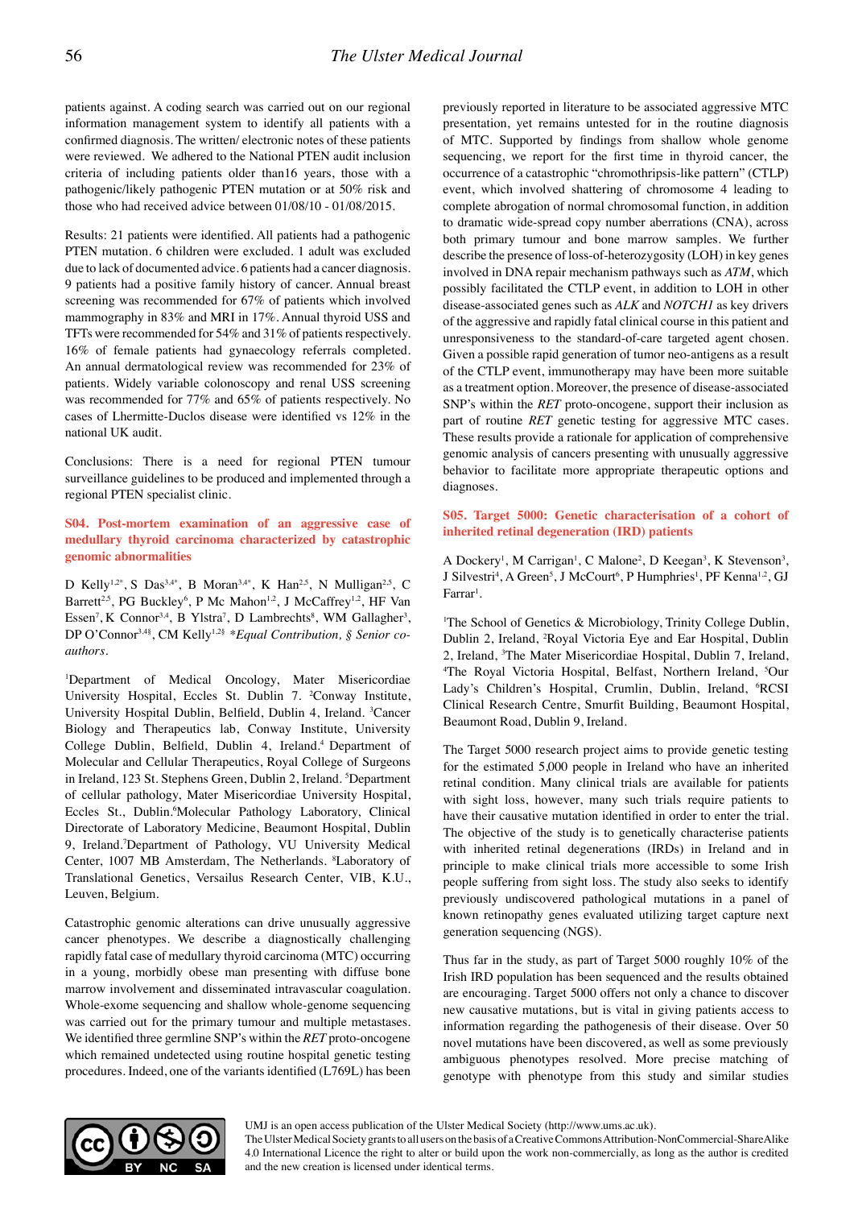patients against. A coding search was carried out on our regional information management system to identify all patients with a confirmed diagnosis. The written/ electronic notes of these patients were reviewed. We adhered to the National PTEN audit inclusion criteria of including patients older than16 years, those with a pathogenic/likely pathogenic PTEN mutation or at 50% risk and those who had received advice between 01/08/10 - 01/08/2015.

Results: 21 patients were identified. All patients had a pathogenic PTEN mutation. 6 children were excluded. 1 adult was excluded due to lack of documented advice. 6 patients had a cancer diagnosis. 9 patients had a positive family history of cancer. Annual breast screening was recommended for 67% of patients which involved mammography in 83% and MRI in 17%. Annual thyroid USS and TFTs were recommended for 54% and 31% of patients respectively. 16% of female patients had gynaecology referrals completed. An annual dermatological review was recommended for 23% of patients. Widely variable colonoscopy and renal USS screening was recommended for 77% and 65% of patients respectively. No cases of Lhermitte-Duclos disease were identified vs 12% in the national UK audit.

Conclusions: There is a need for regional PTEN tumour surveillance guidelines to be produced and implemented through a regional PTEN specialist clinic.

## S04. Post-mortem examination of an aggressive case of medullary thyroid carcinoma characterized by catastrophic genomic abnormalities

D Kelly[1,2*], S Das[3,4*], B Moran[3,4*], K Han[2,5], N Mulligan[2,5], C Barrett[2,5], PG Buckley[6], P Mc Mahon[1,2], J McCaffrey[1,2], HF Van Essen[7], K Connor[3,4], B Ylstra[7], D Lambrechts[8], WM Gallagher[3], DP O'Connor[3,4§], CM Kelly[1,2§] *\*Equal Contribution, § Senior co-authors.*

[1]Department of Medical Oncology, Mater Misericordiae University Hospital, Eccles St. Dublin 7. [2]Conway Institute, University Hospital Dublin, Belfield, Dublin 4, Ireland. [3]Cancer Biology and Therapeutics lab, Conway Institute, University College Dublin, Belfield, Dublin 4, Ireland.[4] Department of Molecular and Cellular Therapeutics, Royal College of Surgeons in Ireland, 123 St. Stephens Green, Dublin 2, Ireland. [5]Department of cellular pathology, Mater Misericordiae University Hospital, Eccles St., Dublin.[6]Molecular Pathology Laboratory, Clinical Directorate of Laboratory Medicine, Beaumont Hospital, Dublin 9, Ireland.[7]Department of Pathology, VU University Medical Center, 1007 MB Amsterdam, The Netherlands. [8]Laboratory of Translational Genetics, Versailus Research Center, VIB, K.U., Leuven, Belgium.

Catastrophic genomic alterations can drive unusually aggressive cancer phenotypes. We describe a diagnostically challenging rapidly fatal case of medullary thyroid carcinoma (MTC) occurring in a young, morbidly obese man presenting with diffuse bone marrow involvement and disseminated intravascular coagulation. Whole-exome sequencing and shallow whole-genome sequencing was carried out for the primary tumour and multiple metastases. We identified three germline SNP's within the *RET* proto-oncogene which remained undetected using routine hospital genetic testing procedures. Indeed, one of the variants identified (L769L) has been previously reported in literature to be associated aggressive MTC presentation, yet remains untested for in the routine diagnosis of MTC. Supported by findings from shallow whole genome sequencing, we report for the first time in thyroid cancer, the occurrence of a catastrophic "chromothripsis-like pattern" (CTLP) event, which involved shattering of chromosome 4 leading to complete abrogation of normal chromosomal function, in addition to dramatic wide-spread copy number aberrations (CNA), across both primary tumour and bone marrow samples. We further describe the presence of loss-of-heterozygosity (LOH) in key genes involved in DNA repair mechanism pathways such as *ATM*, which possibly facilitated the CTLP event, in addition to LOH in other disease-associated genes such as *ALK* and *NOTCH1* as key drivers of the aggressive and rapidly fatal clinical course in this patient and unresponsiveness to the standard-of-care targeted agent chosen. Given a possible rapid generation of tumor neo-antigens as a result of the CTLP event, immunotherapy may have been more suitable as a treatment option. Moreover, the presence of disease-associated SNP's within the *RET* proto-oncogene, support their inclusion as part of routine *RET* genetic testing for aggressive MTC cases. These results provide a rationale for application of comprehensive genomic analyses of cancers presenting with unusually aggressive behavior to facilitate more appropriate therapeutic options and diagnoses.

## S05. Target 5000: Genetic characterisation of a cohort of inherited retinal degeneration (IRD) patients

A Dockery[1], M Carrigan[1], C Malone[2], D Keegan[3], K Stevenson[3], J Silvestri[4], A Green[5], J McCourt[6], P Humphries[1], PF Kenna[1,2], GJ Farrar[1].

[1]The School of Genetics & Microbiology, Trinity College Dublin, Dublin 2, Ireland, [2]Royal Victoria Eye and Ear Hospital, Dublin 2, Ireland, [3]The Mater Misericordiae Hospital, Dublin 7, Ireland, [4]The Royal Victoria Hospital, Belfast, Northern Ireland, [5]Our Lady's Children's Hospital, Crumlin, Dublin, Ireland, [6]RCSI Clinical Research Centre, Smurfit Building, Beaumont Hospital, Beaumont Road, Dublin 9, Ireland.

The Target 5000 research project aims to provide genetic testing for the estimated 5,000 people in Ireland who have an inherited retinal condition. Many clinical trials are available for patients with sight loss, however, many such trials require patients to have their causative mutation identified in order to enter the trial. The objective of the study is to genetically characterise patients with inherited retinal degenerations (IRDs) in Ireland and in principle to make clinical trials more accessible to some Irish people suffering from sight loss. The study also seeks to identify previously undiscovered pathological mutations in a panel of known retinopathy genes evaluated utilizing target capture next generation sequencing (NGS).

Thus far in the study, as part of Target 5000 roughly 10% of the Irish IRD population has been sequenced and the results obtained are encouraging. Target 5000 offers not only a chance to discover new causative mutations, but is vital in giving patients access to information regarding the pathogenesis of their disease. Over 50 novel mutations have been discovered, as well as some previously ambiguous phenotypes resolved. More precise matching of genotype with phenotype from this study and similar studies

UMJ is an open access publication of the Ulster Medical Society (http://www.ums.ac.uk).
The Ulster Medical Society grants to all users on the basis of a Creative Commons Attribution-NonCommercial-ShareAlike 4.0 International Licence the right to alter or build upon the work non-commercially, as long as the author is credited and the new creation is licensed under identical terms.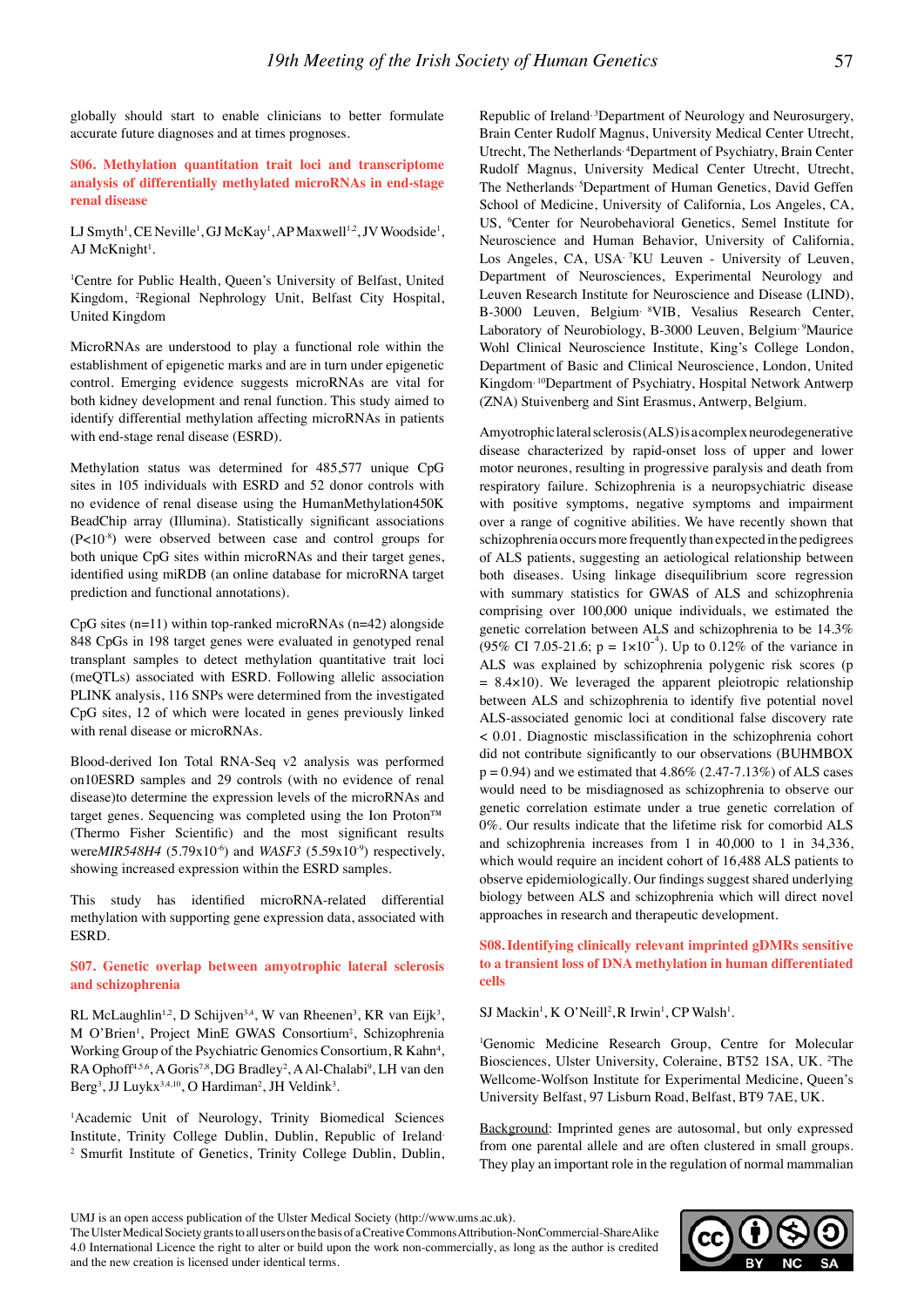globally should start to enable clinicians to better formulate accurate future diagnoses and at times prognoses.

## S06. Methylation quantitation trait loci and transcriptome analysis of differentially methylated microRNAs in end-stage renal disease

LJ Smyth[1], CE Neville[1], GJ McKay[1], AP Maxwell[1,2], JV Woodside[1], AJ McKnight[1].

[1]Centre for Public Health, Queen's University of Belfast, United Kingdom, [2]Regional Nephrology Unit, Belfast City Hospital, United Kingdom

MicroRNAs are understood to play a functional role within the establishment of epigenetic marks and are in turn under epigenetic control. Emerging evidence suggests microRNAs are vital for both kidney development and renal function. This study aimed to identify differential methylation affecting microRNAs in patients with end-stage renal disease (ESRD).

Methylation status was determined for 485,577 unique CpG sites in 105 individuals with ESRD and 52 donor controls with no evidence of renal disease using the HumanMethylation450K BeadChip array (Illumina). Statistically significant associations ($P<10^{-8}$) were observed between case and control groups for both unique CpG sites within microRNAs and their target genes, identified using miRDB (an online database for microRNA target prediction and functional annotations).

CpG sites (n=11) within top-ranked microRNAs (n=42) alongside 848 CpGs in 198 target genes were evaluated in genotyped renal transplant samples to detect methylation quantitative trait loci (meQTLs) associated with ESRD. Following allelic association PLINK analysis, 116 SNPs were determined from the investigated CpG sites, 12 of which were located in genes previously linked with renal disease or microRNAs.

Blood-derived Ion Total RNA-Seq v2 analysis was performed on10ESRD samples and 29 controls (with no evidence of renal disease)to determine the expression levels of the microRNAs and target genes. Sequencing was completed using the Ion Proton™ (Thermo Fisher Scientific) and the most significant results were*MIR548H4* ($5.79x10^{-6}$) and *WASF3* ($5.59x10^{-9}$) respectively, showing increased expression within the ESRD samples.

This study has identified microRNA-related differential methylation with supporting gene expression data, associated with ESRD.

## S07. Genetic overlap between amyotrophic lateral sclerosis and schizophrenia

RL McLaughlin[1,2], D Schijven[3,4], W van Rheenen[3], KR van Eijk[3], M O'Brien[1], Project MinE GWAS Consortium[‡], Schizophrenia Working Group of the Psychiatric Genomics Consortium, R Kahn[4], RA Ophoff[4,5,6], A Goris[7,8], DG Bradley[2], A Al-Chalabi[9], LH van den Berg[3], JJ Luykx[3,4,10], O Hardiman[2], JH Veldink[3].

[1]Academic Unit of Neurology, Trinity Biomedical Sciences Institute, Trinity College Dublin, Dublin, Republic of Ireland. [2] Smurfit Institute of Genetics, Trinity College Dublin, Dublin, Republic of Ireland. [3]Department of Neurology and Neurosurgery, Brain Center Rudolf Magnus, University Medical Center Utrecht, Utrecht, The Netherlands. [4]Department of Psychiatry, Brain Center Rudolf Magnus, University Medical Center Utrecht, Utrecht, The Netherlands. [5]Department of Human Genetics, David Geffen School of Medicine, University of California, Los Angeles, CA, US, [6]Center for Neurobehavioral Genetics, Semel Institute for Neuroscience and Human Behavior, University of California, Los Angeles, CA, USA. [7]KU Leuven - University of Leuven, Department of Neurosciences, Experimental Neurology and Leuven Research Institute for Neuroscience and Disease (LIND), B-3000 Leuven, Belgium. [8]VIB, Vesalius Research Center, Laboratory of Neurobiology, B-3000 Leuven, Belgium. [9]Maurice Wohl Clinical Neuroscience Institute, King's College London, Department of Basic and Clinical Neuroscience, London, United Kingdom. [10]Department of Psychiatry, Hospital Network Antwerp (ZNA) Stuivenberg and Sint Erasmus, Antwerp, Belgium.

Amyotrophic lateral sclerosis (ALS) is a complex neurodegenerative disease characterized by rapid-onset loss of upper and lower motor neurones, resulting in progressive paralysis and death from respiratory failure. Schizophrenia is a neuropsychiatric disease with positive symptoms, negative symptoms and impairment over a range of cognitive abilities. We have recently shown that schizophrenia occurs more frequently than expected in the pedigrees of ALS patients, suggesting an aetiological relationship between both diseases. Using linkage disequilibrium score regression with summary statistics for GWAS of ALS and schizophrenia comprising over 100,000 unique individuals, we estimated the genetic correlation between ALS and schizophrenia to be 14.3% (95% CI 7.05-21.6; $p = 1\times10^{-4}$). Up to 0.12% of the variance in ALS was explained by schizophrenia polygenic risk scores (p = 8.4×10). We leveraged the apparent pleiotropic relationship between ALS and schizophrenia to identify five potential novel ALS-associated genomic loci at conditional false discovery rate < 0.01. Diagnostic misclassification in the schizophrenia cohort did not contribute significantly to our observations (BUHMBOX p = 0.94) and we estimated that 4.86% (2.47-7.13%) of ALS cases would need to be misdiagnosed as schizophrenia to observe our genetic correlation estimate under a true genetic correlation of 0%. Our results indicate that the lifetime risk for comorbid ALS and schizophrenia increases from 1 in 40,000 to 1 in 34,336, which would require an incident cohort of 16,488 ALS patients to observe epidemiologically. Our findings suggest shared underlying biology between ALS and schizophrenia which will direct novel approaches in research and therapeutic development.

## S08. Identifying clinically relevant imprinted gDMRs sensitive to a transient loss of DNA methylation in human differentiated cells

SJ Mackin[1], K O'Neill[2], R Irwin[1], CP Walsh[1].

[1]Genomic Medicine Research Group, Centre for Molecular Biosciences, Ulster University, Coleraine, BT52 1SA, UK. [2]The Wellcome-Wolfson Institute for Experimental Medicine, Queen's University Belfast, 97 Lisburn Road, Belfast, BT9 7AE, UK.

Background: Imprinted genes are autosomal, but only expressed from one parental allele and are often clustered in small groups. They play an important role in the regulation of normal mammalian

UMJ is an open access publication of the Ulster Medical Society (http://www.ums.ac.uk).
The Ulster Medical Society grants to all users on the basis of a Creative Commons Attribution-NonCommercial-ShareAlike 4.0 International Licence the right to alter or build upon the work non-commercially, as long as the author is credited and the new creation is licensed under identical terms.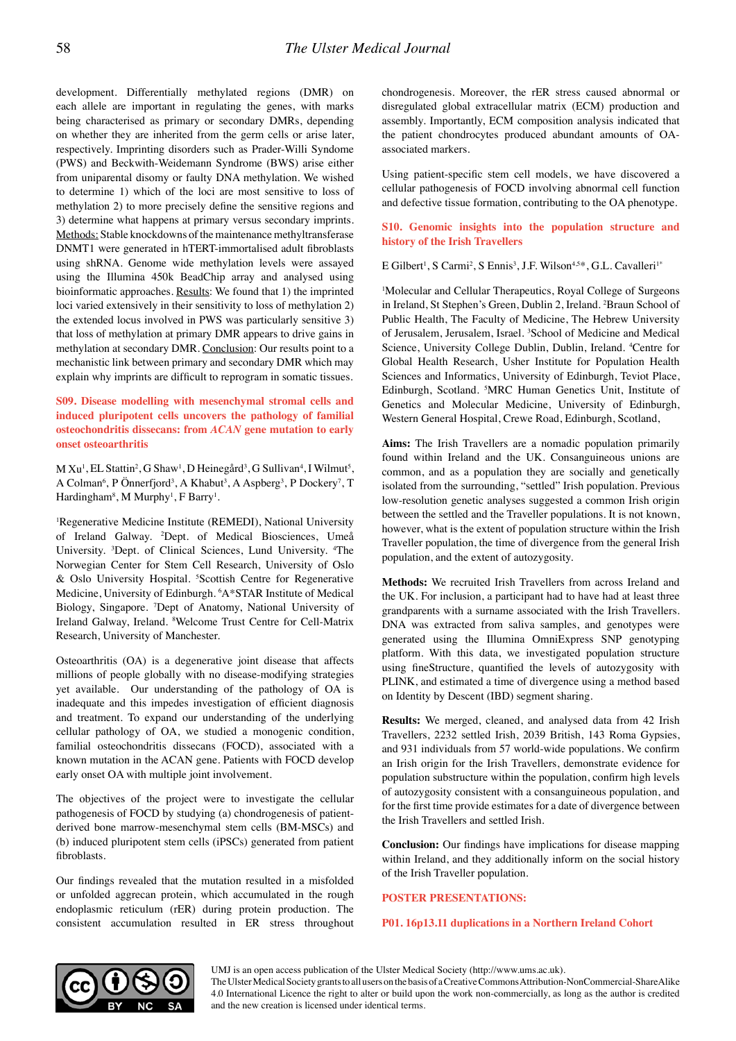development. Differentially methylated regions (DMR) on each allele are important in regulating the genes, with marks being characterised as primary or secondary DMRs, depending on whether they are inherited from the germ cells or arise later, respectively. Imprinting disorders such as Prader-Willi Syndome (PWS) and Beckwith-Weidemann Syndrome (BWS) arise either from uniparental disomy or faulty DNA methylation. We wished to determine 1) which of the loci are most sensitive to loss of methylation 2) to more precisely define the sensitive regions and 3) determine what happens at primary versus secondary imprints. Methods: Stable knockdowns of the maintenance methyltransferase DNMT1 were generated in hTERT-immortalised adult fibroblasts using shRNA. Genome wide methylation levels were assayed using the Illumina 450k BeadChip array and analysed using bioinformatic approaches. Results: We found that 1) the imprinted loci varied extensively in their sensitivity to loss of methylation 2) the extended locus involved in PWS was particularly sensitive 3) that loss of methylation at primary DMR appears to drive gains in methylation at secondary DMR. Conclusion: Our results point to a mechanistic link between primary and secondary DMR which may explain why imprints are difficult to reprogram in somatic tissues.

### S09. Disease modelling with mesenchymal stromal cells and induced pluripotent cells uncover the pathology of familial osteochondritis dissecans: from *ACAN* gene mutation to early onset osteoarthritis

M Xu[1], EL Stattin[2], G Shaw[1], D Heinegård[3], G Sullivan[4], I Wilmut[5], A Colman[6], P Önnerfjord[3], A Khabut[3], A Aspberg[3], P Dockery[7], T Hardingham[8], M Murphy[1], F Barry[1].

[1]Regenerative Medicine Institute (REMEDI), National University of Ireland Galway. [2]Dept. of Medical Biosciences, Umeå University. [3]Dept. of Clinical Sciences, Lund University. [4]The Norwegian Center for Stem Cell Research, University of Oslo & Oslo University Hospital. [5]Scottish Centre for Regenerative Medicine, University of Edinburgh. [6]A*STAR Institute of Medical Biology, Singapore. [7]Dept of Anatomy, National University of Ireland Galway, Ireland. [8]Welcome Trust Centre for Cell-Matrix Research, University of Manchester.

Osteoarthritis (OA) is a degenerative joint disease that affects millions of people globally with no disease-modifying strategies yet available. Our understanding of the pathology of OA is inadequate and this impedes investigation of efficient diagnosis and treatment. To expand our understanding of the underlying cellular pathology of OA, we studied a monogenic condition, familial osteochondritis dissecans (FOCD), associated with a known mutation in the ACAN gene. Patients with FOCD develop early onset OA with multiple joint involvement.

The objectives of the project were to investigate the cellular pathogenesis of FOCD by studying (a) chondrogenesis of patient-derived bone marrow-mesenchymal stem cells (BM-MSCs) and (b) induced pluripotent stem cells (iPSCs) generated from patient fibroblasts.

Our findings revealed that the mutation resulted in a misfolded or unfolded aggrecan protein, which accumulated in the rough endoplasmic reticulum (rER) during protein production. The consistent accumulation resulted in ER stress throughout chondrogenesis. Moreover, the rER stress caused abnormal or disregulated global extracellular matrix (ECM) production and assembly. Importantly, ECM composition analysis indicated that the patient chondrocytes produced abundant amounts of OA-associated markers.

Using patient-specific stem cell models, we have discovered a cellular pathogenesis of FOCD involving abnormal cell function and defective tissue formation, contributing to the OA phenotype.

### S10. Genomic insights into the population structure and history of the Irish Travellers

E Gilbert[1], S Carmi[2], S Ennis[3], J.F. Wilson[4,5*], G.L. Cavalleri[1*]

[1]Molecular and Cellular Therapeutics, Royal College of Surgeons in Ireland, St Stephen's Green, Dublin 2, Ireland. [2]Braun School of Public Health, The Faculty of Medicine, The Hebrew University of Jerusalem, Jerusalem, Israel. [3]School of Medicine and Medical Science, University College Dublin, Dublin, Ireland. [4]Centre for Global Health Research, Usher Institute for Population Health Sciences and Informatics, University of Edinburgh, Teviot Place, Edinburgh, Scotland. [5]MRC Human Genetics Unit, Institute of Genetics and Molecular Medicine, University of Edinburgh, Western General Hospital, Crewe Road, Edinburgh, Scotland,

**Aims:** The Irish Travellers are a nomadic population primarily found within Ireland and the UK. Consanguineous unions are common, and as a population they are socially and genetically isolated from the surrounding, "settled" Irish population. Previous low-resolution genetic analyses suggested a common Irish origin between the settled and the Traveller populations. It is not known, however, what is the extent of population structure within the Irish Traveller population, the time of divergence from the general Irish population, and the extent of autozygosity.

**Methods:** We recruited Irish Travellers from across Ireland and the UK. For inclusion, a participant had to have had at least three grandparents with a surname associated with the Irish Travellers. DNA was extracted from saliva samples, and genotypes were generated using the Illumina OmniExpress SNP genotyping platform. With this data, we investigated population structure using fineStructure, quantified the levels of autozygosity with PLINK, and estimated a time of divergence using a method based on Identity by Descent (IBD) segment sharing.

**Results:** We merged, cleaned, and analysed data from 42 Irish Travellers, 2232 settled Irish, 2039 British, 143 Roma Gypsies, and 931 individuals from 57 world-wide populations. We confirm an Irish origin for the Irish Travellers, demonstrate evidence for population substructure within the population, confirm high levels of autozygosity consistent with a consanguineous population, and for the first time provide estimates for a date of divergence between the Irish Travellers and settled Irish.

**Conclusion:** Our findings have implications for disease mapping within Ireland, and they additionally inform on the social history of the Irish Traveller population.

## POSTER PRESENTATIONS:

### P01. 16p13.11 duplications in a Northern Ireland Cohort

UMJ is an open access publication of the Ulster Medical Society (http://www.ums.ac.uk).
The Ulster Medical Society grants to all users on the basis of a Creative Commons Attribution-NonCommercial-ShareAlike 4.0 International Licence the right to alter or build upon the work non-commercially, as long as the author is credited and the new creation is licensed under identical terms.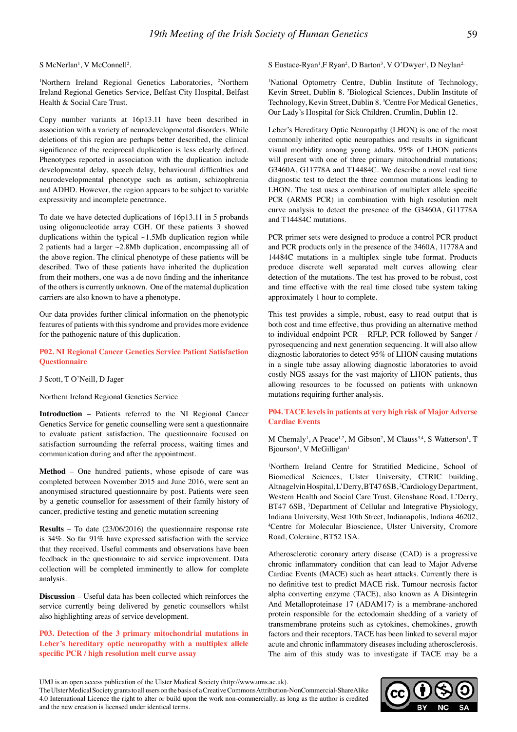S McNerlan[1], V McConnell[2].

[1]Northern Ireland Regional Genetics Laboratories, [2]Northern Ireland Regional Genetics Service, Belfast City Hospital, Belfast Health & Social Care Trust.

Copy number variants at 16p13.11 have been described in association with a variety of neurodevelopmental disorders. While deletions of this region are perhaps better described, the clinical significance of the reciprocal duplication is less clearly defined. Phenotypes reported in association with the duplication include developmental delay, speech delay, behavioural difficulties and neurodevelopmental phenotype such as autism, schizophrenia and ADHD. However, the region appears to be subject to variable expressivity and incomplete penetrance.

To date we have detected duplications of 16p13.11 in 5 probands using oligonucleotide array CGH. Of these patients 3 showed duplications within the typical ~1.5Mb duplication region while 2 patients had a larger ~2.8Mb duplication, encompassing all of the above region. The clinical phenotype of these patients will be described. Two of these patients have inherited the duplication from their mothers, one was a de novo finding and the inheritance of the others is currently unknown. One of the maternal duplication carriers are also known to have a phenotype.

Our data provides further clinical information on the phenotypic features of patients with this syndrome and provides more evidence for the pathogenic nature of this duplication.

## P02. NI Regional Cancer Genetics Service Patient Satisfaction Questionnaire

J Scott, T O'Neill, D Jager

Northern Ireland Regional Genetics Service

**Introduction** – Patients referred to the NI Regional Cancer Genetics Service for genetic counselling were sent a questionnaire to evaluate patient satisfaction. The questionnaire focused on satisfaction surrounding the referral process, waiting times and communication during and after the appointment.

**Method** – One hundred patients, whose episode of care was completed between November 2015 and June 2016, were sent an anonymised structured questionnaire by post. Patients were seen by a genetic counsellor for assessment of their family history of cancer, predictive testing and genetic mutation screening

**Results** – To date (23/06/2016) the questionnaire response rate is 34%. So far 91% have expressed satisfaction with the service that they received. Useful comments and observations have been feedback in the questionnaire to aid service improvement. Data collection will be completed imminently to allow for complete analysis.

**Discussion** – Useful data has been collected which reinforces the service currently being delivered by genetic counsellors whilst also highlighting areas of service development.

## P03. Detection of the 3 primary mitochondrial mutations in Leber's hereditary optic neuropathy with a multiplex allele specific PCR / high resolution melt curve assay

S Eustace-Ryan[1],F Ryan[2], D Barton[3], V O'Dwyer[1], D Neylan[2].

[1]National Optometry Centre, Dublin Institute of Technology, Kevin Street, Dublin 8. [2]Biological Sciences, Dublin Institute of Technology, Kevin Street, Dublin 8. [3]Centre For Medical Genetics, Our Lady's Hospital for Sick Children, Crumlin, Dublin 12.

Leber's Hereditary Optic Neuropathy (LHON) is one of the most commonly inherited optic neuropathies and results in significant visual morbidity among young adults. 95% of LHON patients will present with one of three primary mitochondrial mutations; G3460A, G11778A and T14484C. We describe a novel real time diagnostic test to detect the three common mutations leading to LHON. The test uses a combination of multiplex allele specific PCR (ARMS PCR) in combination with high resolution melt curve analysis to detect the presence of the G3460A, G11778A and T14484C mutations.

PCR primer sets were designed to produce a control PCR product and PCR products only in the presence of the 3460A, 11778A and 14484C mutations in a multiplex single tube format. Products produce discrete well separated melt curves allowing clear detection of the mutations. The test has proved to be robust, cost and time effective with the real time closed tube system taking approximately 1 hour to complete.

This test provides a simple, robust, easy to read output that is both cost and time effective, thus providing an alternative method to individual endpoint PCR – RFLP, PCR followed by Sanger / pyrosequencing and next generation sequencing. It will also allow diagnostic laboratories to detect 95% of LHON causing mutations in a single tube assay allowing diagnostic laboratories to avoid costly NGS assays for the vast majority of LHON patients, thus allowing resources to be focussed on patients with unknown mutations requiring further analysis.

## P04. TACE levels in patients at very high risk of Major Adverse Cardiac Events

M Chemaly[1], A Peace[1,2], M Gibson[2], M Clauss[3,4], S Watterson[1], T Bjourson[1], V McGilligan[1]

[1]Northern Ireland Centre for Stratified Medicine, School of Biomedical Sciences, Ulster University, CTRIC building, Altnagelvin Hospital, L'Derry, BT47 6SB, [2]Cardiology Department, Western Health and Social Care Trust, Glenshane Road, L'Derry, BT47 6SB, [3]Department of Cellular and Integrative Physiology, Indiana University, West 10th Street, Indianapolis, Indiana 46202, [4]Centre for Molecular Bioscience, Ulster University, Cromore Road, Coleraine, BT52 1SA.

Atherosclerotic coronary artery disease (CAD) is a progressive chronic inflammatory condition that can lead to Major Adverse Cardiac Events (MACE) such as heart attacks. Currently there is no definitive test to predict MACE risk. Tumour necrosis factor alpha converting enzyme (TACE), also known as A Disintegrin And Metalloproteinase 17 (ADAM17) is a membrane-anchored protein responsible for the ectodomain shedding of a variety of transmembrane proteins such as cytokines, chemokines, growth factors and their receptors. TACE has been linked to several major acute and chronic inflammatory diseases including atherosclerosis. The aim of this study was to investigate if TACE may be a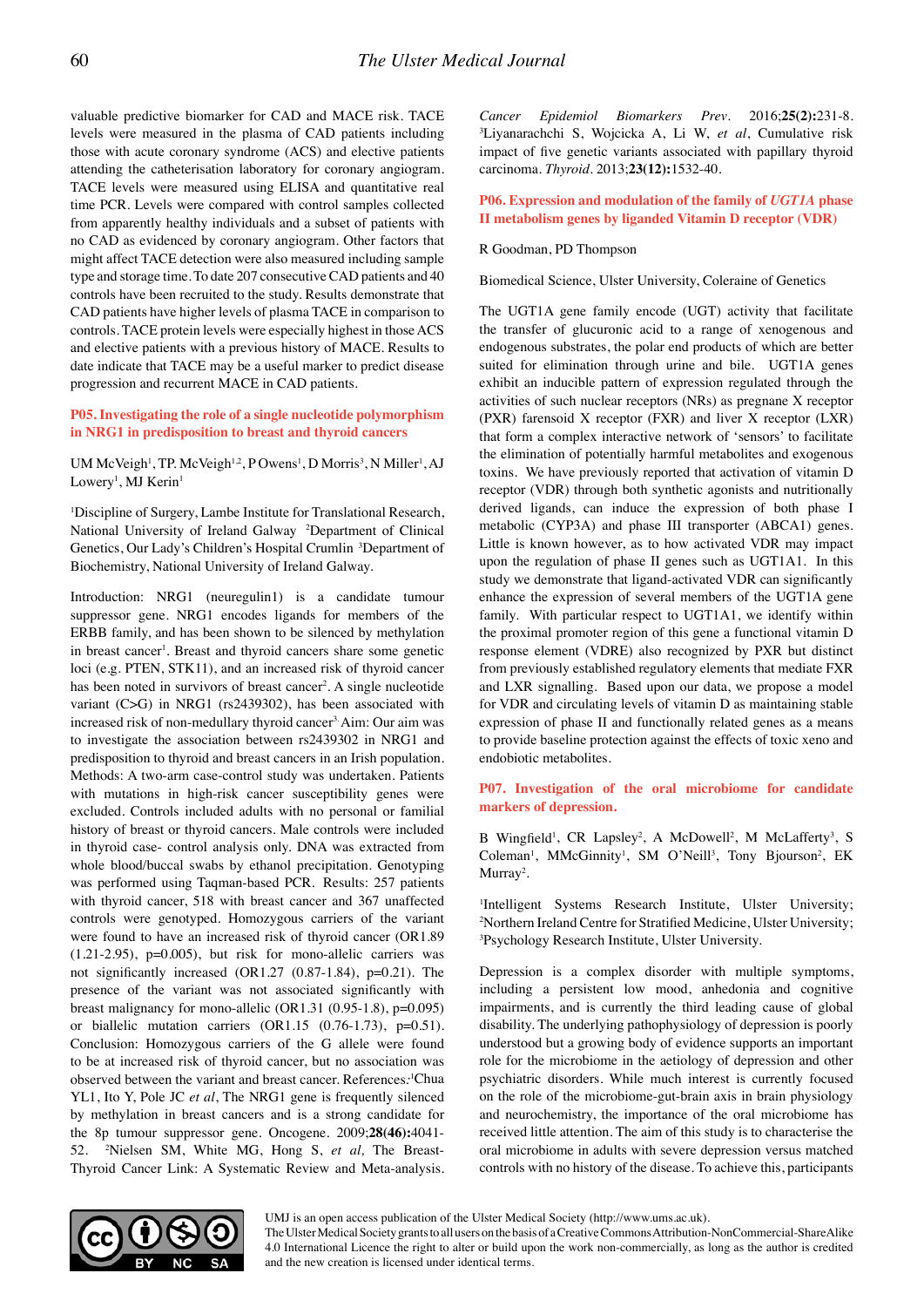valuable predictive biomarker for CAD and MACE risk. TACE levels were measured in the plasma of CAD patients including those with acute coronary syndrome (ACS) and elective patients attending the catheterisation laboratory for coronary angiogram. TACE levels were measured using ELISA and quantitative real time PCR. Levels were compared with control samples collected from apparently healthy individuals and a subset of patients with no CAD as evidenced by coronary angiogram. Other factors that might affect TACE detection were also measured including sample type and storage time. To date 207 consecutive CAD patients and 40 controls have been recruited to the study. Results demonstrate that CAD patients have higher levels of plasma TACE in comparison to controls. TACE protein levels were especially highest in those ACS and elective patients with a previous history of MACE. Results to date indicate that TACE may be a useful marker to predict disease progression and recurrent MACE in CAD patients.

## P05. Investigating the role of a single nucleotide polymorphism in NRG1 in predisposition to breast and thyroid cancers

UM McVeigh[1], TP. McVeigh[1,2], P Owens[1], D Morris[3], N Miller[1], AJ Lowery[1], MJ Kerin[1]

[1]Discipline of Surgery, Lambe Institute for Translational Research, National University of Ireland Galway [2]Department of Clinical Genetics, Our Lady's Children's Hospital Crumlin [3]Department of Biochemistry, National University of Ireland Galway.

Introduction: NRG1 (neuregulin1) is a candidate tumour suppressor gene. NRG1 encodes ligands for members of the ERBB family, and has been shown to be silenced by methylation in breast cancer[1]. Breast and thyroid cancers share some genetic loci (e.g. PTEN, STK11), and an increased risk of thyroid cancer has been noted in survivors of breast cancer[2]. A single nucleotide variant (C>G) in NRG1 (rs2439302), has been associated with increased risk of non-medullary thyroid cancer[3]. Aim: Our aim was to investigate the association between rs2439302 in NRG1 and predisposition to thyroid and breast cancers in an Irish population. Methods: A two-arm case-control study was undertaken. Patients with mutations in high-risk cancer susceptibility genes were excluded. Controls included adults with no personal or familial history of breast or thyroid cancers. Male controls were included in thyroid case- control analysis only. DNA was extracted from whole blood/buccal swabs by ethanol precipitation. Genotyping was performed using Taqman-based PCR. Results: 257 patients with thyroid cancer, 518 with breast cancer and 367 unaffected controls were genotyped. Homozygous carriers of the variant were found to have an increased risk of thyroid cancer (OR1.89 (1.21-2.95), p=0.005), but risk for mono-allelic carriers was not significantly increased (OR1.27 (0.87-1.84), p=0.21). The presence of the variant was not associated significantly with breast malignancy for mono-allelic (OR1.31 (0.95-1.8), p=0.095) or biallelic mutation carriers (OR1.15 (0.76-1.73), p=0.51). Conclusion: Homozygous carriers of the G allele were found to be at increased risk of thyroid cancer, but no association was observed between the variant and breast cancer. References: [1]Chua YL1, Ito Y, Pole JC *et al*, The NRG1 gene is frequently silenced by methylation in breast cancers and is a strong candidate for the 8p tumour suppressor gene. Oncogene. 2009;**28(46):**4041-52. [2]Nielsen SM, White MG, Hong S, *et al,* The Breast-Thyroid Cancer Link: A Systematic Review and Meta-analysis. *Cancer Epidemiol Biomarkers Prev*. 2016;**25(2):**231-8. [3]Liyanarachchi S, Wojcicka A, Li W, *et al*, Cumulative risk impact of five genetic variants associated with papillary thyroid carcinoma. *Thyroid*. 2013;**23(12):**1532-40.

## P06. Expression and modulation of the family of *UGT1A* phase II metabolism genes by liganded Vitamin D receptor (VDR)

R Goodman, PD Thompson

Biomedical Science, Ulster University, Coleraine of Genetics

The UGT1A gene family encode (UGT) activity that facilitate the transfer of glucuronic acid to a range of xenogenous and endogenous substrates, the polar end products of which are better suited for elimination through urine and bile. UGT1A genes exhibit an inducible pattern of expression regulated through the activities of such nuclear receptors (NRs) as pregnane X receptor (PXR) farensoid X receptor (FXR) and liver X receptor (LXR) that form a complex interactive network of 'sensors' to facilitate the elimination of potentially harmful metabolites and exogenous toxins. We have previously reported that activation of vitamin D receptor (VDR) through both synthetic agonists and nutritionally derived ligands, can induce the expression of both phase I metabolic (CYP3A) and phase III transporter (ABCA1) genes. Little is known however, as to how activated VDR may impact upon the regulation of phase II genes such as UGT1A1. In this study we demonstrate that ligand-activated VDR can significantly enhance the expression of several members of the UGT1A gene family. With particular respect to UGT1A1, we identify within the proximal promoter region of this gene a functional vitamin D response element (VDRE) also recognized by PXR but distinct from previously established regulatory elements that mediate FXR and LXR signalling. Based upon our data, we propose a model for VDR and circulating levels of vitamin D as maintaining stable expression of phase II and functionally related genes as a means to provide baseline protection against the effects of toxic xeno and endobiotic metabolites.

## P07. Investigation of the oral microbiome for candidate markers of depression.

B Wingfield[1], CR Lapsley[2], A McDowell[2], M McLafferty[3], S Coleman[1], MMcGinnity[1], SM O'Neill[3], Tony Bjourson[2], EK Murray[2].

[1]Intelligent Systems Research Institute, Ulster University; [2]Northern Ireland Centre for Stratified Medicine, Ulster University; [3]Psychology Research Institute, Ulster University.

Depression is a complex disorder with multiple symptoms, including a persistent low mood, anhedonia and cognitive impairments, and is currently the third leading cause of global disability. The underlying pathophysiology of depression is poorly understood but a growing body of evidence supports an important role for the microbiome in the aetiology of depression and other psychiatric disorders. While much interest is currently focused on the role of the microbiome-gut-brain axis in brain physiology and neurochemistry, the importance of the oral microbiome has received little attention. The aim of this study is to characterise the oral microbiome in adults with severe depression versus matched controls with no history of the disease. To achieve this, participants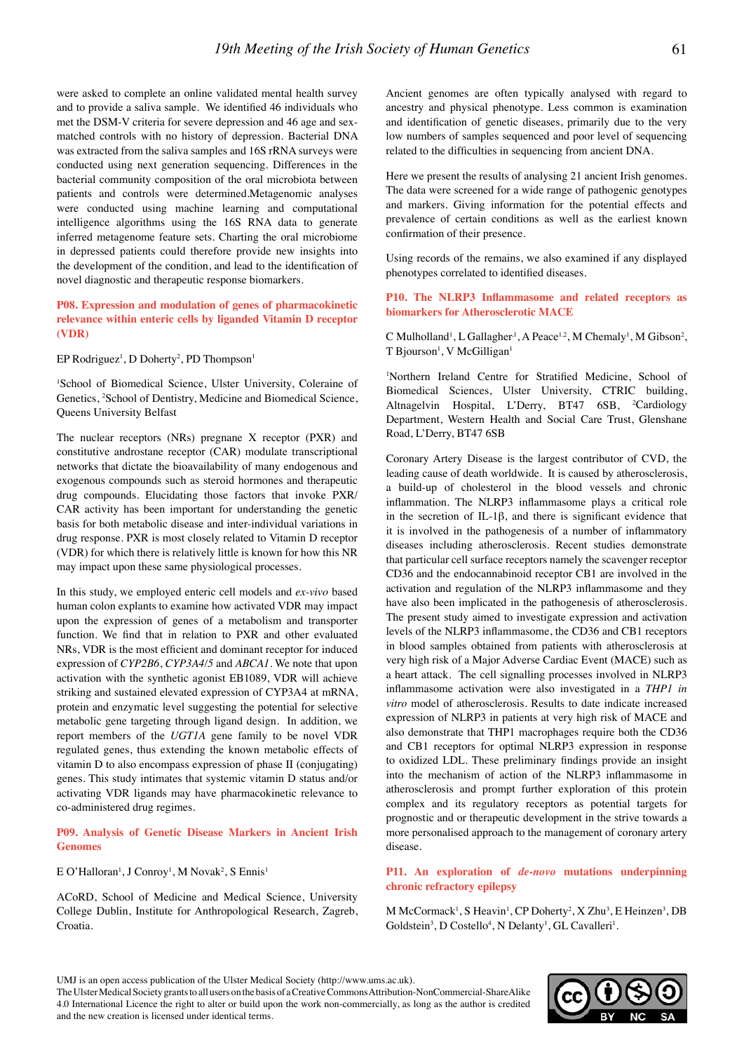were asked to complete an online validated mental health survey and to provide a saliva sample. We identified 46 individuals who met the DSM-V criteria for severe depression and 46 age and sex-matched controls with no history of depression. Bacterial DNA was extracted from the saliva samples and 16S rRNA surveys were conducted using next generation sequencing. Differences in the bacterial community composition of the oral microbiota between patients and controls were determined.Metagenomic analyses were conducted using machine learning and computational intelligence algorithms using the 16S RNA data to generate inferred metagenome feature sets. Charting the oral microbiome in depressed patients could therefore provide new insights into the development of the condition, and lead to the identification of novel diagnostic and therapeutic response biomarkers.

### P08. Expression and modulation of genes of pharmacokinetic relevance within enteric cells by liganded Vitamin D receptor (VDR)

EP Rodriguez[1], D Doherty[2], PD Thompson[1]

[1]School of Biomedical Science, Ulster University, Coleraine of Genetics, [2]School of Dentistry, Medicine and Biomedical Science, Queens University Belfast

The nuclear receptors (NRs) pregnane X receptor (PXR) and constitutive androstane receptor (CAR) modulate transcriptional networks that dictate the bioavailability of many endogenous and exogenous compounds such as steroid hormones and therapeutic drug compounds. Elucidating those factors that invoke PXR/CAR activity has been important for understanding the genetic basis for both metabolic disease and inter-individual variations in drug response. PXR is most closely related to Vitamin D receptor (VDR) for which there is relatively little is known for how this NR may impact upon these same physiological processes.

In this study, we employed enteric cell models and *ex-vivo* based human colon explants to examine how activated VDR may impact upon the expression of genes of a metabolism and transporter function. We find that in relation to PXR and other evaluated NRs, VDR is the most efficient and dominant receptor for induced expression of *CYP2B6*, *CYP3A4/5* and *ABCA1*. We note that upon activation with the synthetic agonist EB1089, VDR will achieve striking and sustained elevated expression of CYP3A4 at mRNA, protein and enzymatic level suggesting the potential for selective metabolic gene targeting through ligand design. In addition, we report members of the *UGT1A* gene family to be novel VDR regulated genes, thus extending the known metabolic effects of vitamin D to also encompass expression of phase II (conjugating) genes. This study intimates that systemic vitamin D status and/or activating VDR ligands may have pharmacokinetic relevance to co-administered drug regimes.

### P09. Analysis of Genetic Disease Markers in Ancient Irish Genomes

E O'Halloran[1], J Conroy[1], M Novak[2], S Ennis[1]

ACoRD, School of Medicine and Medical Science, University College Dublin, Institute for Anthropological Research, Zagreb, Croatia.

Ancient genomes are often typically analysed with regard to ancestry and physical phenotype. Less common is examination and identification of genetic diseases, primarily due to the very low numbers of samples sequenced and poor level of sequencing related to the difficulties in sequencing from ancient DNA.

Here we present the results of analysing 21 ancient Irish genomes. The data were screened for a wide range of pathogenic genotypes and markers. Giving information for the potential effects and prevalence of certain conditions as well as the earliest known confirmation of their presence.

Using records of the remains, we also examined if any displayed phenotypes correlated to identified diseases.

### P10. The NLRP3 Inflammasome and related receptors as biomarkers for Atherosclerotic MACE

C Mulholland[1], L Gallagher[1], A Peace[1,2], M Chemaly[1], M Gibson[2], T Bjourson[1], V McGilligan[1]

[1]Northern Ireland Centre for Stratified Medicine, School of Biomedical Sciences, Ulster University, CTRIC building, Altnagelvin Hospital, L'Derry, BT47 6SB, [2]Cardiology Department, Western Health and Social Care Trust, Glenshane Road, L'Derry, BT47 6SB

Coronary Artery Disease is the largest contributor of CVD, the leading cause of death worldwide. It is caused by atherosclerosis, a build-up of cholesterol in the blood vessels and chronic inflammation. The NLRP3 inflammasome plays a critical role in the secretion of IL-1β, and there is significant evidence that it is involved in the pathogenesis of a number of inflammatory diseases including atherosclerosis. Recent studies demonstrate that particular cell surface receptors namely the scavenger receptor CD36 and the endocannabinoid receptor CB1 are involved in the activation and regulation of the NLRP3 inflammasome and they have also been implicated in the pathogenesis of atherosclerosis. The present study aimed to investigate expression and activation levels of the NLRP3 inflammasome, the CD36 and CB1 receptors in blood samples obtained from patients with atherosclerosis at very high risk of a Major Adverse Cardiac Event (MACE) such as a heart attack. The cell signalling processes involved in NLRP3 inflammasome activation were also investigated in a *THP1 in vitro* model of atherosclerosis. Results to date indicate increased expression of NLRP3 in patients at very high risk of MACE and also demonstrate that THP1 macrophages require both the CD36 and CB1 receptors for optimal NLRP3 expression in response to oxidized LDL. These preliminary findings provide an insight into the mechanism of action of the NLRP3 inflammasome in atherosclerosis and prompt further exploration of this protein complex and its regulatory receptors as potential targets for prognostic and or therapeutic development in the strive towards a more personalised approach to the management of coronary artery disease.

### P11. An exploration of *de-novo* mutations underpinning chronic refractory epilepsy

M McCormack[1], S Heavin[1], CP Doherty[2], X Zhu[3], E Heinzen[3], DB Goldstein[3], D Costello[4], N Delanty[1], GL Cavalleri[1].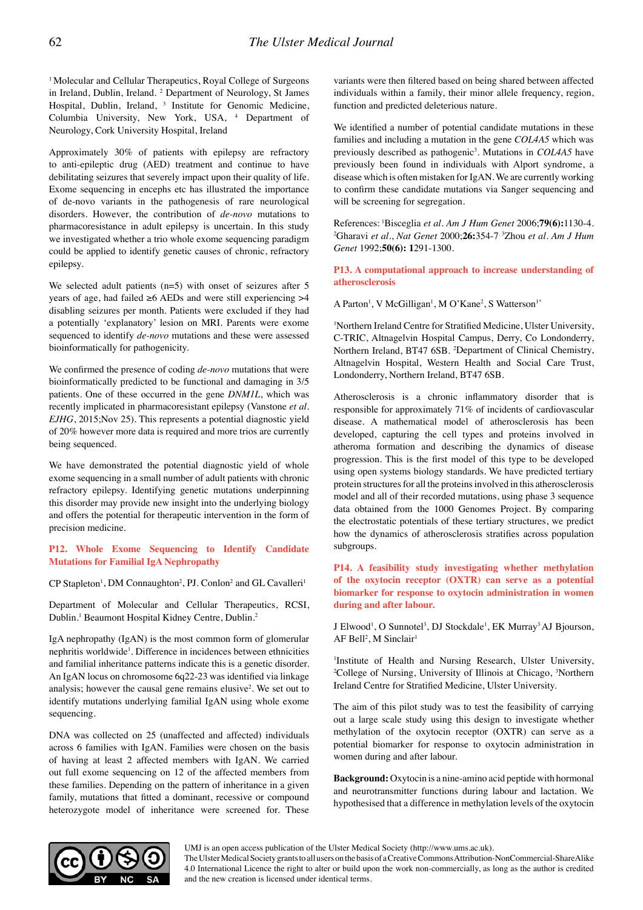[1] Molecular and Cellular Therapeutics, Royal College of Surgeons in Ireland, Dublin, Ireland. [2] Department of Neurology, St James Hospital, Dublin, Ireland, [3] Institute for Genomic Medicine, Columbia University, New York, USA, [4] Department of Neurology, Cork University Hospital, Ireland

Approximately 30% of patients with epilepsy are refractory to anti-epileptic drug (AED) treatment and continue to have debilitating seizures that severely impact upon their quality of life. Exome sequencing in encephs etc has illustrated the importance of de-novo variants in the pathogenesis of rare neurological disorders. However, the contribution of *de-novo* mutations to pharmacoresistance in adult epilepsy is uncertain. In this study we investigated whether a trio whole exome sequencing paradigm could be applied to identify genetic causes of chronic, refractory epilepsy.

We selected adult patients (n=5) with onset of seizures after 5 years of age, had failed ≥6 AEDs and were still experiencing >4 disabling seizures per month. Patients were excluded if they had a potentially 'explanatory' lesion on MRI. Parents were exome sequenced to identify *de-novo* mutations and these were assessed bioinformatically for pathogenicity.

We confirmed the presence of coding *de-novo* mutations that were bioinformatically predicted to be functional and damaging in 3/5 patients. One of these occurred in the gene *DNM1L*, which was recently implicated in pharmacoresistant epilepsy (Vanstone *et al. EJHG*, 2015;Nov 25). This represents a potential diagnostic yield of 20% however more data is required and more trios are currently being sequenced.

We have demonstrated the potential diagnostic yield of whole exome sequencing in a small number of adult patients with chronic refractory epilepsy. Identifying genetic mutations underpinning this disorder may provide new insight into the underlying biology and offers the potential for therapeutic intervention in the form of precision medicine.

## P12. Whole Exome Sequencing to Identify Candidate Mutations for Familial IgA Nephropathy

CP Stapleton[1], DM Connaughton[2], PJ. Conlon[2] and GL Cavalleri[1]

Department of Molecular and Cellular Therapeutics, RCSI, Dublin.[1] Beaumont Hospital Kidney Centre, Dublin.[2]

IgA nephropathy (IgAN) is the most common form of glomerular nephritis worldwide[1]. Difference in incidences between ethnicities and familial inheritance patterns indicate this is a genetic disorder. An IgAN locus on chromosome 6q22-23 was identified via linkage analysis; however the causal gene remains elusive[2]. We set out to identify mutations underlying familial IgAN using whole exome sequencing.

DNA was collected on 25 (unaffected and affected) individuals across 6 families with IgAN. Families were chosen on the basis of having at least 2 affected members with IgAN. We carried out full exome sequencing on 12 of the affected members from these families. Depending on the pattern of inheritance in a given family, mutations that fitted a dominant, recessive or compound heterozygote model of inheritance were screened for. These variants were then filtered based on being shared between affected individuals within a family, their minor allele frequency, region, function and predicted deleterious nature.

We identified a number of potential candidate mutations in these families and including a mutation in the gene *COL4A5* which was previously described as pathogenic[3]. Mutations in *COL4A5* have previously been found in individuals with Alport syndrome, a disease which is often mistaken for IgAN. We are currently working to confirm these candidate mutations via Sanger sequencing and will be screening for segregation.

References: [1]Bisceglia *et al. Am J Hum Genet* 2006;**79(6):**1130-4. [2]Gharavi *et al.*, *Nat Genet* 2000;**26:**354-7. [3]Zhou *et al. Am J Hum Genet* 1992;**50(6): 1**291-1300.

## P13. A computational approach to increase understanding of atherosclerosis

A Parton[1], V McGilligan[1], M O'Kane[2], S Watterson[1*]

[1]Northern Ireland Centre for Stratified Medicine, Ulster University, C-TRIC, Altnagelvin Hospital Campus, Derry, Co Londonderry, Northern Ireland, BT47 6SB. [2]Department of Clinical Chemistry, Altnagelvin Hospital, Western Health and Social Care Trust, Londonderry, Northern Ireland, BT47 6SB.

Atherosclerosis is a chronic inflammatory disorder that is responsible for approximately 71% of incidents of cardiovascular disease. A mathematical model of atherosclerosis has been developed, capturing the cell types and proteins involved in atheroma formation and describing the dynamics of disease progression. This is the first model of this type to be developed using open systems biology standards. We have predicted tertiary protein structures for all the proteins involved in this atherosclerosis model and all of their recorded mutations, using phase 3 sequence data obtained from the 1000 Genomes Project. By comparing the electrostatic potentials of these tertiary structures, we predict how the dynamics of atherosclerosis stratifies across population subgroups.

## P14. A feasibility study investigating whether methylation of the oxytocin receptor (OXTR) can serve as a potential biomarker for response to oxytocin administration in women during and after labour.

J Elwood[1], O Sunnotel[3], DJ Stockdale[1], EK Murray[3] AJ Bjourson, AF Bell[2], M Sinclair[1]

[1]Institute of Health and Nursing Research, Ulster University, [2]College of Nursing, University of Illinois at Chicago, [3]Northern Ireland Centre for Stratified Medicine, Ulster University.

The aim of this pilot study was to test the feasibility of carrying out a large scale study using this design to investigate whether methylation of the oxytocin receptor (OXTR) can serve as a potential biomarker for response to oxytocin administration in women during and after labour.

**Background:** Oxytocin is a nine-amino acid peptide with hormonal and neurotransmitter functions during labour and lactation. We hypothesised that a difference in methylation levels of the oxytocin

UMJ is an open access publication of the Ulster Medical Society (http://www.ums.ac.uk).
The Ulster Medical Society grants to all users on the basis of a Creative Commons Attribution-NonCommercial-ShareAlike 4.0 International Licence the right to alter or build upon the work non-commercially, as long as the author is credited and the new creation is licensed under identical terms.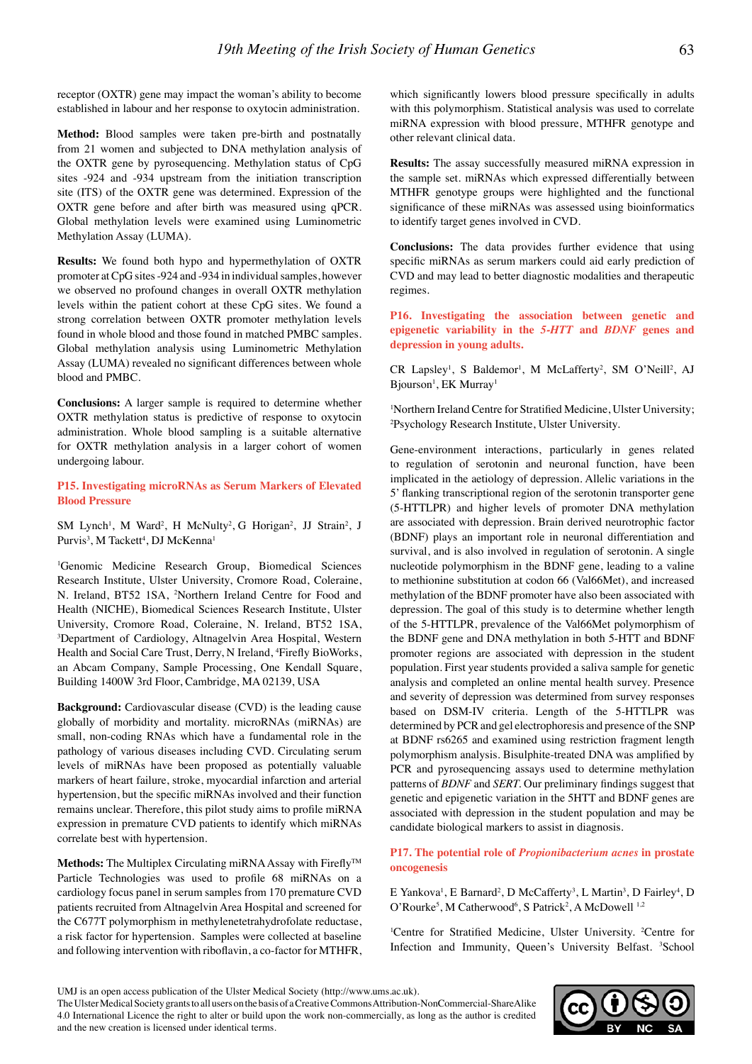receptor (OXTR) gene may impact the woman's ability to become established in labour and her response to oxytocin administration.

**Method:** Blood samples were taken pre-birth and postnatally from 21 women and subjected to DNA methylation analysis of the OXTR gene by pyrosequencing. Methylation status of CpG sites -924 and -934 upstream from the initiation transcription site (ITS) of the OXTR gene was determined. Expression of the OXTR gene before and after birth was measured using qPCR. Global methylation levels were examined using Luminometric Methylation Assay (LUMA).

**Results:** We found both hypo and hypermethylation of OXTR promoter at CpG sites -924 and -934 in individual samples, however we observed no profound changes in overall OXTR methylation levels within the patient cohort at these CpG sites. We found a strong correlation between OXTR promoter methylation levels found in whole blood and those found in matched PMBC samples. Global methylation analysis using Luminometric Methylation Assay (LUMA) revealed no significant differences between whole blood and PMBC.

**Conclusions:** A larger sample is required to determine whether OXTR methylation status is predictive of response to oxytocin administration. Whole blood sampling is a suitable alternative for OXTR methylation analysis in a larger cohort of women undergoing labour.

### P15. Investigating microRNAs as Serum Markers of Elevated Blood Pressure

SM Lynch[1], M Ward[2], H McNulty[2], G Horigan[2], JJ Strain[2], J Purvis[3], M Tackett[4], DJ McKenna[1]

[1]Genomic Medicine Research Group, Biomedical Sciences Research Institute, Ulster University, Cromore Road, Coleraine, N. Ireland, BT52 1SA, [2]Northern Ireland Centre for Food and Health (NICHE), Biomedical Sciences Research Institute, Ulster University, Cromore Road, Coleraine, N. Ireland, BT52 1SA, [3]Department of Cardiology, Altnagelvin Area Hospital, Western Health and Social Care Trust, Derry, N Ireland, [4]Firefly BioWorks, an Abcam Company, Sample Processing, One Kendall Square, Building 1400W 3rd Floor, Cambridge, MA 02139, USA

**Background:** Cardiovascular disease (CVD) is the leading cause globally of morbidity and mortality. microRNAs (miRNAs) are small, non-coding RNAs which have a fundamental role in the pathology of various diseases including CVD. Circulating serum levels of miRNAs have been proposed as potentially valuable markers of heart failure, stroke, myocardial infarction and arterial hypertension, but the specific miRNAs involved and their function remains unclear. Therefore, this pilot study aims to profile miRNA expression in premature CVD patients to identify which miRNAs correlate best with hypertension.

**Methods:** The Multiplex Circulating miRNA Assay with Firefly™ Particle Technologies was used to profile 68 miRNAs on a cardiology focus panel in serum samples from 170 premature CVD patients recruited from Altnagelvin Area Hospital and screened for the C677T polymorphism in methylenetetrahydrofolate reductase, a risk factor for hypertension. Samples were collected at baseline and following intervention with riboflavin, a co-factor for MTHFR, which significantly lowers blood pressure specifically in adults with this polymorphism. Statistical analysis was used to correlate miRNA expression with blood pressure, MTHFR genotype and other relevant clinical data.

**Results:** The assay successfully measured miRNA expression in the sample set. miRNAs which expressed differentially between MTHFR genotype groups were highlighted and the functional significance of these miRNAs was assessed using bioinformatics to identify target genes involved in CVD.

**Conclusions:** The data provides further evidence that using specific miRNAs as serum markers could aid early prediction of CVD and may lead to better diagnostic modalities and therapeutic regimes.

### P16. Investigating the association between genetic and epigenetic variability in the *5-HTT* and *BDNF* genes and depression in young adults.

CR Lapsley[1], S Baldemor[1], M McLafferty[2], SM O'Neill[2], AJ Bjourson[1], EK Murray[1]

[1]Northern Ireland Centre for Stratified Medicine, Ulster University; [2]Psychology Research Institute, Ulster University.

Gene-environment interactions, particularly in genes related to regulation of serotonin and neuronal function, have been implicated in the aetiology of depression. Allelic variations in the 5' flanking transcriptional region of the serotonin transporter gene (5-HTTLPR) and higher levels of promoter DNA methylation are associated with depression. Brain derived neurotrophic factor (BDNF) plays an important role in neuronal differentiation and survival, and is also involved in regulation of serotonin. A single nucleotide polymorphism in the BDNF gene, leading to a valine to methionine substitution at codon 66 (Val66Met), and increased methylation of the BDNF promoter have also been associated with depression. The goal of this study is to determine whether length of the 5-HTTLPR, prevalence of the Val66Met polymorphism of the BDNF gene and DNA methylation in both 5-HTT and BDNF promoter regions are associated with depression in the student population. First year students provided a saliva sample for genetic analysis and completed an online mental health survey. Presence and severity of depression was determined from survey responses based on DSM-IV criteria. Length of the 5-HTTLPR was determined by PCR and gel electrophoresis and presence of the SNP at BDNF rs6265 and examined using restriction fragment length polymorphism analysis. Bisulphite-treated DNA was amplified by PCR and pyrosequencing assays used to determine methylation patterns of *BDNF* and *SERT.* Our preliminary findings suggest that genetic and epigenetic variation in the 5HTT and BDNF genes are associated with depression in the student population and may be candidate biological markers to assist in diagnosis.

### P17. The potential role of *Propionibacterium acnes* in prostate oncogenesis

E Yankova[1], E Barnard[2], D McCafferty[3], L Martin[3], D Fairley[4], D O'Rourke[5], M Catherwood[6], S Patrick[2], A McDowell[1,2]

[1]Centre for Stratified Medicine, Ulster University. [2]Centre for Infection and Immunity, Queen's University Belfast. [3]School

UMJ is an open access publication of the Ulster Medical Society (http://www.ums.ac.uk).
The Ulster Medical Society grants to all users on the basis of a Creative Commons Attribution-NonCommercial-ShareAlike 4.0 International Licence the right to alter or build upon the work non-commercially, as long as the author is credited and the new creation is licensed under identical terms.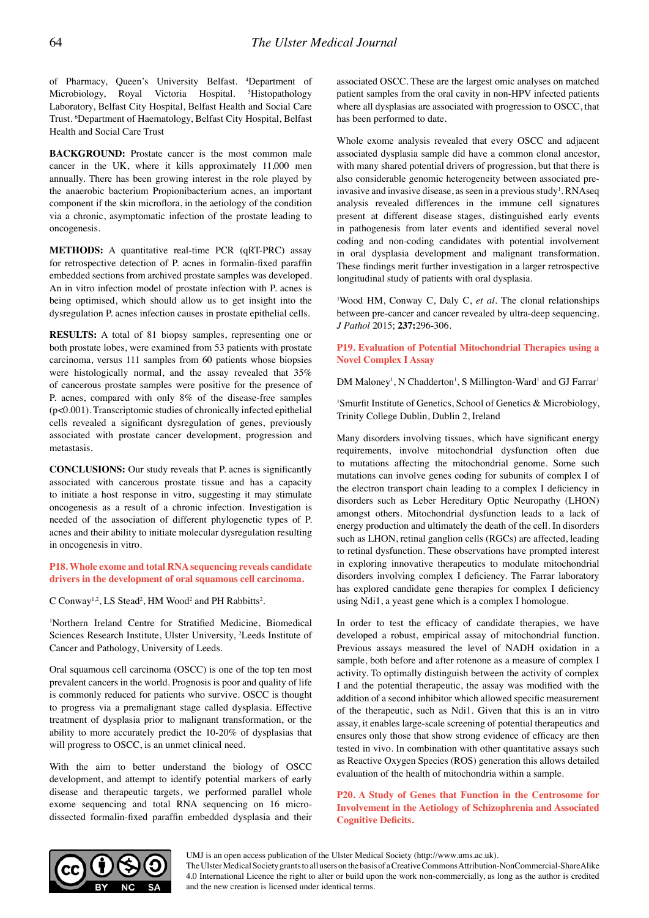of Pharmacy, Queen's University Belfast. [4]Department of Microbiology, Royal Victoria Hospital. [5]Histopathology Laboratory, Belfast City Hospital, Belfast Health and Social Care Trust. [6]Department of Haematology, Belfast City Hospital, Belfast Health and Social Care Trust

**BACKGROUND:** Prostate cancer is the most common male cancer in the UK, where it kills approximately 11,000 men annually. There has been growing interest in the role played by the anaerobic bacterium Propionibacterium acnes, an important component if the skin microflora, in the aetiology of the condition via a chronic, asymptomatic infection of the prostate leading to oncogenesis.

**METHODS:** A quantitative real-time PCR (qRT-PRC) assay for retrospective detection of P. acnes in formalin-fixed paraffin embedded sections from archived prostate samples was developed. An in vitro infection model of prostate infection with P. acnes is being optimised, which should allow us to get insight into the dysregulation P. acnes infection causes in prostate epithelial cells.

**RESULTS:** A total of 81 biopsy samples, representing one or both prostate lobes, were examined from 53 patients with prostate carcinoma, versus 111 samples from 60 patients whose biopsies were histologically normal, and the assay revealed that 35% of cancerous prostate samples were positive for the presence of P. acnes, compared with only 8% of the disease-free samples ($p<0.001$). Transcriptomic studies of chronically infected epithelial cells revealed a significant dysregulation of genes, previously associated with prostate cancer development, progression and metastasis.

**CONCLUSIONS:** Our study reveals that P. acnes is significantly associated with cancerous prostate tissue and has a capacity to initiate a host response in vitro, suggesting it may stimulate oncogenesis as a result of a chronic infection. Investigation is needed of the association of different phylogenetic types of P. acnes and their ability to initiate molecular dysregulation resulting in oncogenesis in vitro.

## P18. Whole exome and total RNA sequencing reveals candidate drivers in the development of oral squamous cell carcinoma.

C Conway[1,2], LS Stead[2], HM Wood[2] and PH Rabbitts[2].

[1]Northern Ireland Centre for Stratified Medicine, Biomedical Sciences Research Institute, Ulster University, [2]Leeds Institute of Cancer and Pathology, University of Leeds.

Oral squamous cell carcinoma (OSCC) is one of the top ten most prevalent cancers in the world. Prognosis is poor and quality of life is commonly reduced for patients who survive. OSCC is thought to progress via a premalignant stage called dysplasia. Effective treatment of dysplasia prior to malignant transformation, or the ability to more accurately predict the 10-20% of dysplasias that will progress to OSCC, is an unmet clinical need.

With the aim to better understand the biology of OSCC development, and attempt to identify potential markers of early disease and therapeutic targets, we performed parallel whole exome sequencing and total RNA sequencing on 16 micro-dissected formalin-fixed paraffin embedded dysplasia and their associated OSCC. These are the largest omic analyses on matched patient samples from the oral cavity in non-HPV infected patients where all dysplasias are associated with progression to OSCC, that has been performed to date.

Whole exome analysis revealed that every OSCC and adjacent associated dysplasia sample did have a common clonal ancestor, with many shared potential drivers of progression, but that there is also considerable genomic heterogeneity between associated pre-invasive and invasive disease, as seen in a previous study[1]. RNAseq analysis revealed differences in the immune cell signatures present at different disease stages, distinguished early events in pathogenesis from later events and identified several novel coding and non-coding candidates with potential involvement in oral dysplasia development and malignant transformation. These findings merit further investigation in a larger retrospective longitudinal study of patients with oral dysplasia.

[1]Wood HM, Conway C, Daly C, *et al*. The clonal relationships between pre-cancer and cancer revealed by ultra-deep sequencing. *J Pathol* 2015; **237:**296-306.

## P19. Evaluation of Potential Mitochondrial Therapies using a Novel Complex I Assay

DM Maloney[1], N Chadderton[1], S Millington-Ward[1] and GJ Farrar[1]

[1]Smurfit Institute of Genetics, School of Genetics & Microbiology, Trinity College Dublin, Dublin 2, Ireland

Many disorders involving tissues, which have significant energy requirements, involve mitochondrial dysfunction often due to mutations affecting the mitochondrial genome. Some such mutations can involve genes coding for subunits of complex I of the electron transport chain leading to a complex I deficiency in disorders such as Leber Hereditary Optic Neuropathy (LHON) amongst others. Mitochondrial dysfunction leads to a lack of energy production and ultimately the death of the cell. In disorders such as LHON, retinal ganglion cells (RGCs) are affected, leading to retinal dysfunction. These observations have prompted interest in exploring innovative therapeutics to modulate mitochondrial disorders involving complex I deficiency. The Farrar laboratory has explored candidate gene therapies for complex I deficiency using Ndi1, a yeast gene which is a complex I homologue.

In order to test the efficacy of candidate therapies, we have developed a robust, empirical assay of mitochondrial function. Previous assays measured the level of NADH oxidation in a sample, both before and after rotenone as a measure of complex I activity. To optimally distinguish between the activity of complex I and the potential therapeutic, the assay was modified with the addition of a second inhibitor which allowed specific measurement of the therapeutic, such as Ndi1. Given that this is an in vitro assay, it enables large-scale screening of potential therapeutics and ensures only those that show strong evidence of efficacy are then tested in vivo. In combination with other quantitative assays such as Reactive Oxygen Species (ROS) generation this allows detailed evaluation of the health of mitochondria within a sample.

## P20. A Study of Genes that Function in the Centrosome for Involvement in the Aetiology of Schizophrenia and Associated Cognitive Deficits.

UMJ is an open access publication of the Ulster Medical Society (http://www.ums.ac.uk).
The Ulster Medical Society grants to all users on the basis of a Creative Commons Attribution-NonCommercial-ShareAlike 4.0 International Licence the right to alter or build upon the work non-commercially, as long as the author is credited and the new creation is licensed under identical terms.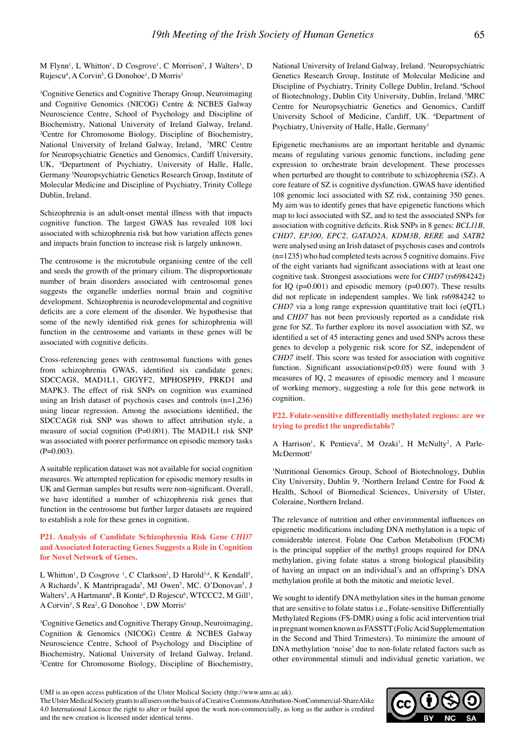M Flynn[1], L Whitton[1], D Cosgrove[1], C Morrison[2], J Walters[3], D Rujescu[4], A Corvin[5], G Donohoe[1], D Morris[1]

[1]Cognitive Genetics and Cognitive Therapy Group, Neuroimaging and Cognitive Genomics (NICOG) Centre & NCBES Galway Neuroscience Centre, School of Psychology and Discipline of Biochemistry, National University of Ireland Galway, Ireland. [2]Centre for Chromosome Biology, Discipline of Biochemistry, National University of Ireland Galway, Ireland, [3]MRC Centre for Neuropsychiatric Genetics and Genomics, Cardiff University, UK, [4]Department of Psychiatry, University of Halle, Halle, Germany. [5]Neuropsychiatric Genetics Research Group, Institute of Molecular Medicine and Discipline of Psychiatry, Trinity College Dublin, Ireland.

Schizophrenia is an adult-onset mental illness with that impacts cognitive function. The largest GWAS has revealed 108 loci associated with schizophrenia risk but how variation affects genes and impacts brain function to increase risk is largely unknown.

The centrosome is the microtubule organising centre of the cell and seeds the growth of the primary cilium. The disproportionate number of brain disorders associated with centrosomal genes suggests the organelle underlies normal brain and cognitive development. Schizophrenia is neurodevelopmental and cognitive deficits are a core element of the disorder. We hypothesise that some of the newly identified risk genes for schizophrenia will function in the centrosome and variants in these genes will be associated with cognitive deficits.

Cross-referencing genes with centrosomal functions with genes from schizophrenia GWAS, identified six candidate genes; SDCCAG8, MAD1L1, GIGYF2, MPHOSPH9, PRKD1 and MAPK3. The effect of risk SNPs on cognition was examined using an Irish dataset of psychosis cases and controls (n=1,236) using linear regression. Among the associations identified, the SDCCAG8 risk SNP was shown to affect attribution style, a measure of social cognition (P=0.001). The MAD1L1 risk SNP was associated with poorer performance on episodic memory tasks (P=0.003).

A suitable replication dataset was not available for social cognition measures. We attempted replication for episodic memory results in UK and German samples but results were non-significant. Overall, we have identified a number of schizophrenia risk genes that function in the centrosome but further larger datasets are required to establish a role for these genes in cognition.

## P21. Analysis of Candidate Schizophrenia Risk Gene *CHD7* and Associated Interacting Genes Suggests a Role in Cognition for Novel Network of Genes.

L Whitton[1], D Cosgrove [1], C Clarkson[2], D Harold[3,4], K Kendall[5], A Richards[5], K Mantripragada[5], MJ Owen[5], MC. O'Donovan[5], J Walters[5], A Hartmann[6], B Konte[6], D Rujescu[6], WTCCC2, M Gill[3], A Corvin[3], S Rea[2], G Donohoe [1], DW Morris[1]

[1]Cognitive Genetics and Cognitive Therapy Group, Neuroimaging, Cognition & Genomics (NICOG) Centre & NCBES Galway Neuroscience Centre, School of Psychology and Discipline of Biochemistry, National University of Ireland Galway, Ireland. [2]Centre for Chromosome Biology, Discipline of Biochemistry, National University of Ireland Galway, Ireland. [3]Neuropsychiatric Genetics Research Group, Institute of Molecular Medicine and Discipline of Psychiatry, Trinity College Dublin, Ireland. [4]School of Biotechnology, Dublin City University, Dublin, Ireland. [5]MRC Centre for Neuropsychiatric Genetics and Genomics, Cardiff University School of Medicine, Cardiff, UK. [6]Department of Psychiatry, University of Halle, Halle, Germany[1]

Epigenetic mechanisms are an important heritable and dynamic means of regulating various genomic functions, including gene expression to orchestrate brain development. These processes when perturbed are thought to contribute to schizophrenia (SZ). A core feature of SZ is cognitive dysfunction. GWAS have identified 108 genomic loci associated with SZ risk, containing 350 genes. My aim was to identify genes that have epigenetic functions which map to loci associated with SZ, and to test the associated SNPs for association with cognitive deficits. Risk SNPs in 8 genes: *BCL11B, CHD7, EP300, EPC2, GATAD2A, KDM3B, RERE* and *SATB2* were analysed using an Irish dataset of psychosis cases and controls (n=1235) who had completed tests across 5 cognitive domains. Five of the eight variants had significant associations with at least one cognitive task. Strongest associations were for *CHD7* (rs6984242) for IQ (p=0.001) and episodic memory (p=0.007). These results did not replicate in independent samples. We link rs6984242 to *CHD7* via a long range expression quantitative trait loci (eQTL) and *CHD7* has not been previously reported as a candidate risk gene for SZ. To further explore its novel association with SZ, we identified a set of 45 interacting genes and used SNPs across these genes to develop a polygenic risk score for SZ, independent of *CHD7* itself. This score was tested for association with cognitive function. Significant associations(p<0.05) were found with 3 measures of IQ, 2 measures of episodic memory and 1 measure of working memory, suggesting a role for this gene network in cognition.

## P22. Folate-sensitive differentially methylated regions: are we trying to predict the unpredictable?

A Harrison[1], K Pentieva[2], M Ozaki[1], H McNulty[2], A Parle-McDermott[1]

[1]Nutritional Genomics Group, School of Biotechnology, Dublin City University, Dublin 9, [2]Northern Ireland Centre for Food & Health, School of Biomedical Sciences, University of Ulster, Coleraine, Northern Ireland.

The relevance of nutrition and other environmental influences on epigenetic modifications including DNA methylation is a topic of considerable interest. Folate One Carbon Metabolism (FOCM) is the principal supplier of the methyl groups required for DNA methylation, giving folate status a strong biological plausibility of having an impact on an individual's and an offspring's DNA methylation profile at both the mitotic and meiotic level.

We sought to identify DNA methylation sites in the human genome that are sensitive to folate status i.e., Folate-sensitive Differentially Methylated Regions (FS-DMR) using a folic acid intervention trial in pregnant women known as FASSTT (Folic Acid Supplementation in the Second and Third Trimesters). To minimize the amount of DNA methylation 'noise' due to non-folate related factors such as other environmental stimuli and individual genetic variation, we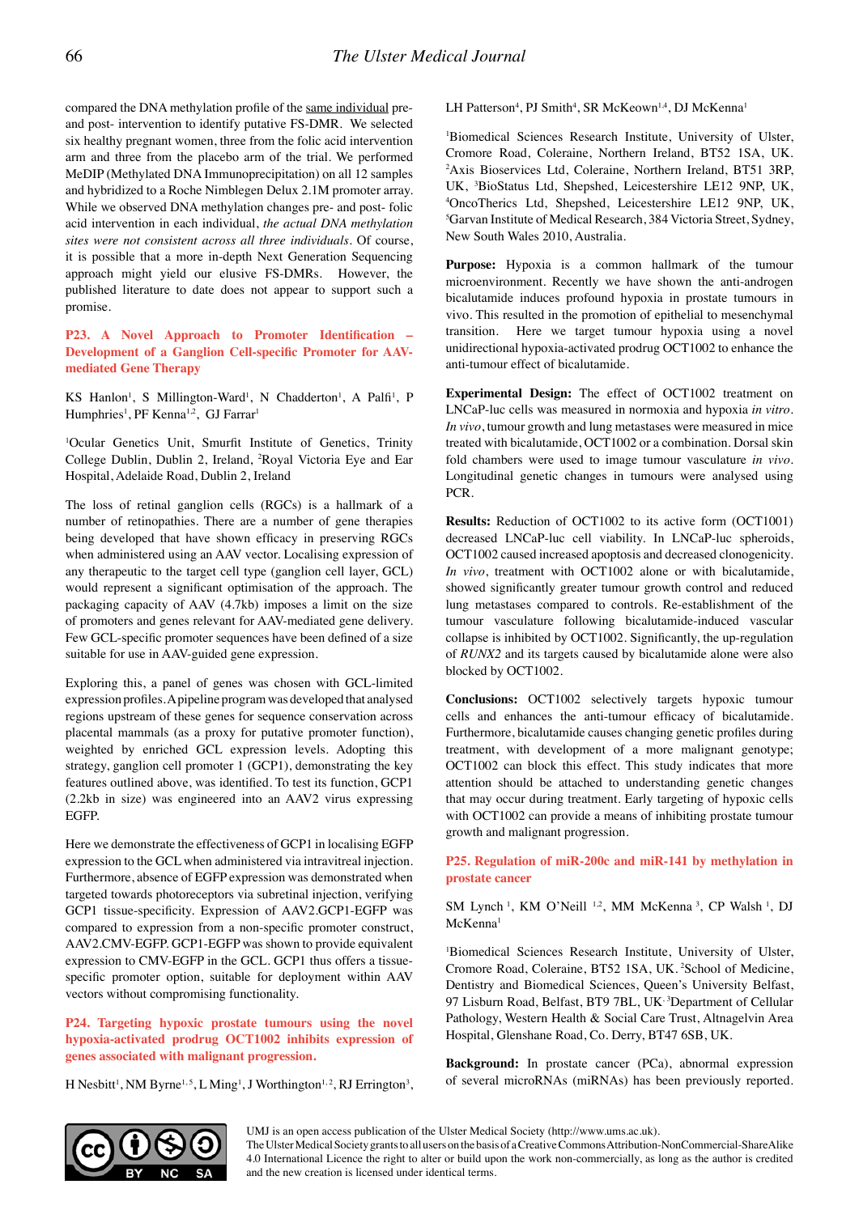compared the DNA methylation profile of the same individual pre- and post- intervention to identify putative FS-DMR. We selected six healthy pregnant women, three from the folic acid intervention arm and three from the placebo arm of the trial. We performed MeDIP (Methylated DNA Immunoprecipitation) on all 12 samples and hybridized to a Roche Nimblegen Delux 2.1M promoter array. While we observed DNA methylation changes pre- and post- folic acid intervention in each individual, *the actual DNA methylation sites were not consistent across all three individuals*. Of course, it is possible that a more in-depth Next Generation Sequencing approach might yield our elusive FS-DMRs. However, the published literature to date does not appear to support such a promise.

### P23. A Novel Approach to Promoter Identification – Development of a Ganglion Cell-specific Promoter for AAV-mediated Gene Therapy

KS Hanlon[1], S Millington-Ward[1], N Chadderton[1], A Palfi[1], P Humphries[1], PF Kenna[1,2], GJ Farrar[1]

[1]Ocular Genetics Unit, Smurfit Institute of Genetics, Trinity College Dublin, Dublin 2, Ireland, [2]Royal Victoria Eye and Ear Hospital, Adelaide Road, Dublin 2, Ireland

The loss of retinal ganglion cells (RGCs) is a hallmark of a number of retinopathies. There are a number of gene therapies being developed that have shown efficacy in preserving RGCs when administered using an AAV vector. Localising expression of any therapeutic to the target cell type (ganglion cell layer, GCL) would represent a significant optimisation of the approach. The packaging capacity of AAV (4.7kb) imposes a limit on the size of promoters and genes relevant for AAV-mediated gene delivery. Few GCL-specific promoter sequences have been defined of a size suitable for use in AAV-guided gene expression.

Exploring this, a panel of genes was chosen with GCL-limited expression profiles. A pipeline program was developed that analysed regions upstream of these genes for sequence conservation across placental mammals (as a proxy for putative promoter function), weighted by enriched GCL expression levels. Adopting this strategy, ganglion cell promoter 1 (GCP1), demonstrating the key features outlined above, was identified. To test its function, GCP1 (2.2kb in size) was engineered into an AAV2 virus expressing EGFP.

Here we demonstrate the effectiveness of GCP1 in localising EGFP expression to the GCL when administered via intravitreal injection. Furthermore, absence of EGFP expression was demonstrated when targeted towards photoreceptors via subretinal injection, verifying GCP1 tissue-specificity. Expression of AAV2.GCP1-EGFP was compared to expression from a non-specific promoter construct, AAV2.CMV-EGFP. GCP1-EGFP was shown to provide equivalent expression to CMV-EGFP in the GCL. GCP1 thus offers a tissue-specific promoter option, suitable for deployment within AAV vectors without compromising functionality.

### P24. Targeting hypoxic prostate tumours using the novel hypoxia-activated prodrug OCT1002 inhibits expression of genes associated with malignant progression.

H Nesbitt[1], NM Byrne[1,5], L Ming[1], J Worthington[1,2], RJ Errington[3], LH Patterson[4], PJ Smith[4], SR McKeown[1,4], DJ McKenna[1]

[1]Biomedical Sciences Research Institute, University of Ulster, Cromore Road, Coleraine, Northern Ireland, BT52 1SA, UK. [2]Axis Bioservices Ltd, Coleraine, Northern Ireland, BT51 3RP, UK, [3]BioStatus Ltd, Shepshed, Leicestershire LE12 9NP, UK, [4]OncoTherics Ltd, Shepshed, Leicestershire LE12 9NP, UK, [5]Garvan Institute of Medical Research, 384 Victoria Street, Sydney, New South Wales 2010, Australia.

**Purpose:** Hypoxia is a common hallmark of the tumour microenvironment. Recently we have shown the anti-androgen bicalutamide induces profound hypoxia in prostate tumours in vivo. This resulted in the promotion of epithelial to mesenchymal transition. Here we target tumour hypoxia using a novel unidirectional hypoxia-activated prodrug OCT1002 to enhance the anti-tumour effect of bicalutamide.

**Experimental Design:** The effect of OCT1002 treatment on LNCaP-luc cells was measured in normoxia and hypoxia *in vitro*. *In vivo*, tumour growth and lung metastases were measured in mice treated with bicalutamide, OCT1002 or a combination. Dorsal skin fold chambers were used to image tumour vasculature *in vivo*. Longitudinal genetic changes in tumours were analysed using PCR.

**Results:** Reduction of OCT1002 to its active form (OCT1001) decreased LNCaP-luc cell viability. In LNCaP-luc spheroids, OCT1002 caused increased apoptosis and decreased clonogenicity. *In vivo*, treatment with OCT1002 alone or with bicalutamide, showed significantly greater tumour growth control and reduced lung metastases compared to controls. Re-establishment of the tumour vasculature following bicalutamide-induced vascular collapse is inhibited by OCT1002. Significantly, the up-regulation of *RUNX2* and its targets caused by bicalutamide alone were also blocked by OCT1002.

**Conclusions:** OCT1002 selectively targets hypoxic tumour cells and enhances the anti-tumour efficacy of bicalutamide. Furthermore, bicalutamide causes changing genetic profiles during treatment, with development of a more malignant genotype; OCT1002 can block this effect. This study indicates that more attention should be attached to understanding genetic changes that may occur during treatment. Early targeting of hypoxic cells with OCT1002 can provide a means of inhibiting prostate tumour growth and malignant progression.

### P25. Regulation of miR-200c and miR-141 by methylation in prostate cancer

SM Lynch [1], KM O'Neill [1,2], MM McKenna [3], CP Walsh [1], DJ McKenna[1]

[1]Biomedical Sciences Research Institute, University of Ulster, Cromore Road, Coleraine, BT52 1SA, UK. [2]School of Medicine, Dentistry and Biomedical Sciences, Queen's University Belfast, 97 Lisburn Road, Belfast, BT9 7BL, UK [3]Department of Cellular Pathology, Western Health & Social Care Trust, Altnagelvin Area Hospital, Glenshane Road, Co. Derry, BT47 6SB, UK.

**Background:** In prostate cancer (PCa), abnormal expression of several microRNAs (miRNAs) has been previously reported.

UMJ is an open access publication of the Ulster Medical Society (http://www.ums.ac.uk).
The Ulster Medical Society grants to all users on the basis of a Creative Commons Attribution-NonCommercial-ShareAlike 4.0 International Licence the right to alter or build upon the work non-commercially, as long as the author is credited and the new creation is licensed under identical terms.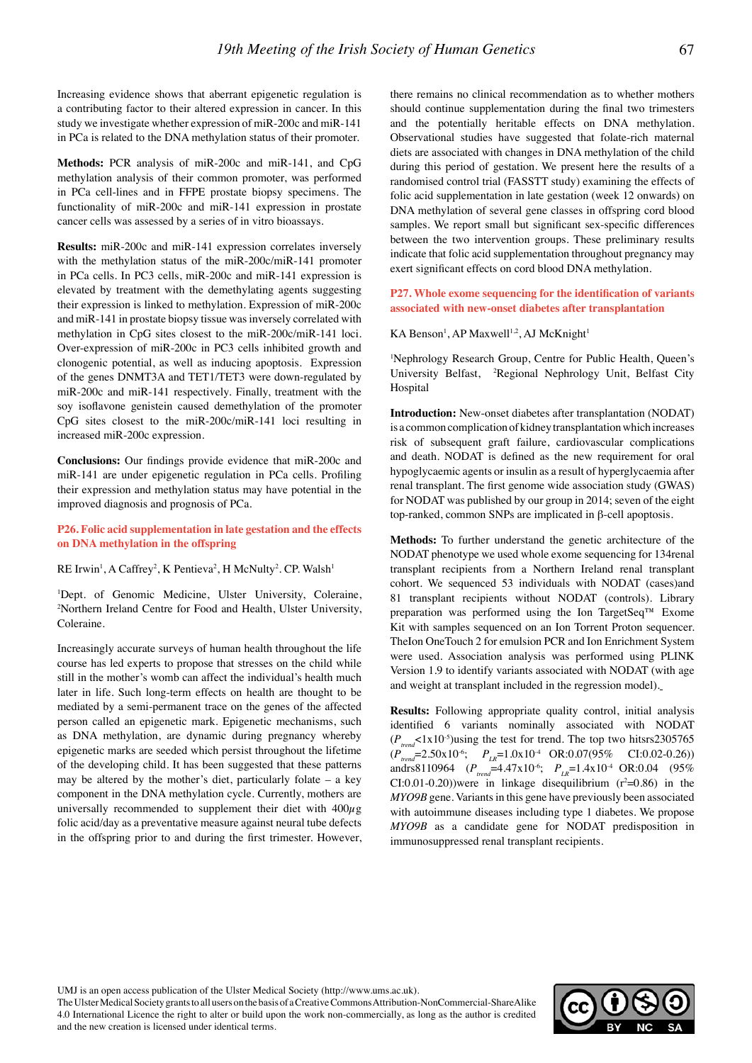Increasing evidence shows that aberrant epigenetic regulation is a contributing factor to their altered expression in cancer. In this study we investigate whether expression of miR-200c and miR-141 in PCa is related to the DNA methylation status of their promoter.

**Methods:** PCR analysis of miR-200c and miR-141, and CpG methylation analysis of their common promoter, was performed in PCa cell-lines and in FFPE prostate biopsy specimens. The functionality of miR-200c and miR-141 expression in prostate cancer cells was assessed by a series of in vitro bioassays.

**Results:** miR-200c and miR-141 expression correlates inversely with the methylation status of the miR-200c/miR-141 promoter in PCa cells. In PC3 cells, miR-200c and miR-141 expression is elevated by treatment with the demethylating agents suggesting their expression is linked to methylation. Expression of miR-200c and miR-141 in prostate biopsy tissue was inversely correlated with methylation in CpG sites closest to the miR-200c/miR-141 loci. Over-expression of miR-200c in PC3 cells inhibited growth and clonogenic potential, as well as inducing apoptosis. Expression of the genes DNMT3A and TET1/TET3 were down-regulated by miR-200c and miR-141 respectively. Finally, treatment with the soy isoflavone genistein caused demethylation of the promoter CpG sites closest to the miR-200c/miR-141 loci resulting in increased miR-200c expression.

**Conclusions:** Our findings provide evidence that miR-200c and miR-141 are under epigenetic regulation in PCa cells. Profiling their expression and methylation status may have potential in the improved diagnosis and prognosis of PCa.

## P26. Folic acid supplementation in late gestation and the effects on DNA methylation in the offspring

RE Irwin[1], A Caffrey[2], K Pentieva[2], H McNulty[2]. CP. Walsh[1]

[1]Dept. of Genomic Medicine, Ulster University, Coleraine, [2]Northern Ireland Centre for Food and Health, Ulster University, Coleraine.

Increasingly accurate surveys of human health throughout the life course has led experts to propose that stresses on the child while still in the mother's womb can affect the individual's health much later in life. Such long-term effects on health are thought to be mediated by a semi-permanent trace on the genes of the affected person called an epigenetic mark. Epigenetic mechanisms, such as DNA methylation, are dynamic during pregnancy whereby epigenetic marks are seeded which persist throughout the lifetime of the developing child. It has been suggested that these patterns may be altered by the mother's diet, particularly folate – a key component in the DNA methylation cycle. Currently, mothers are universally recommended to supplement their diet with 400$\mu$g folic acid/day as a preventative measure against neural tube defects in the offspring prior to and during the first trimester. However, there remains no clinical recommendation as to whether mothers should continue supplementation during the final two trimesters and the potentially heritable effects on DNA methylation. Observational studies have suggested that folate-rich maternal diets are associated with changes in DNA methylation of the child during this period of gestation. We present here the results of a randomised control trial (FASSTT study) examining the effects of folic acid supplementation in late gestation (week 12 onwards) on DNA methylation of several gene classes in offspring cord blood samples. We report small but significant sex-specific differences between the two intervention groups. These preliminary results indicate that folic acid supplementation throughout pregnancy may exert significant effects on cord blood DNA methylation.

## P27. Whole exome sequencing for the identification of variants associated with new-onset diabetes after transplantation

KA Benson[1], AP Maxwell[1,2], AJ McKnight[1]

[1]Nephrology Research Group, Centre for Public Health, Queen's University Belfast, [2]Regional Nephrology Unit, Belfast City Hospital

**Introduction:** New-onset diabetes after transplantation (NODAT) is a common complication of kidney transplantation which increases risk of subsequent graft failure, cardiovascular complications and death. NODAT is defined as the new requirement for oral hypoglycaemic agents or insulin as a result of hyperglycaemia after renal transplant. The first genome wide association study (GWAS) for NODAT was published by our group in 2014; seven of the eight top-ranked, common SNPs are implicated in β-cell apoptosis.

**Methods:** To further understand the genetic architecture of the NODAT phenotype we used whole exome sequencing for 134renal transplant recipients from a Northern Ireland renal transplant cohort. We sequenced 53 individuals with NODAT (cases)and 81 transplant recipients without NODAT (controls). Library preparation was performed using the Ion TargetSeq™ Exome Kit with samples sequenced on an Ion Torrent Proton sequencer. TheIon OneTouch 2 for emulsion PCR and Ion Enrichment System were used. Association analysis was performed using PLINK Version 1.9 to identify variants associated with NODAT (with age and weight at transplant included in the regression model).

**Results:** Following appropriate quality control, initial analysis identified 6 variants nominally associated with NODAT ($P_{trend}$<1x10$^{-5}$)using the test for trend. The top two hitsrs2305765 ($P_{trend}$=2.50x10$^{-6}$; $P_{LR}$=1.0x10$^{-4}$ OR:0.07(95% CI:0.02-0.26)) andrs8110964 ($P_{trend}$=4.47x10$^{-6}$; $P_{LR}$=1.4x10$^{-4}$ OR:0.04 (95% CI:0.01-0.20))were in linkage disequilibrium ($r^2$=0.86) in the *MYO9B* gene. Variants in this gene have previously been associated with autoimmune diseases including type 1 diabetes. We propose *MYO9B* as a candidate gene for NODAT predisposition in immunosuppressed renal transplant recipients.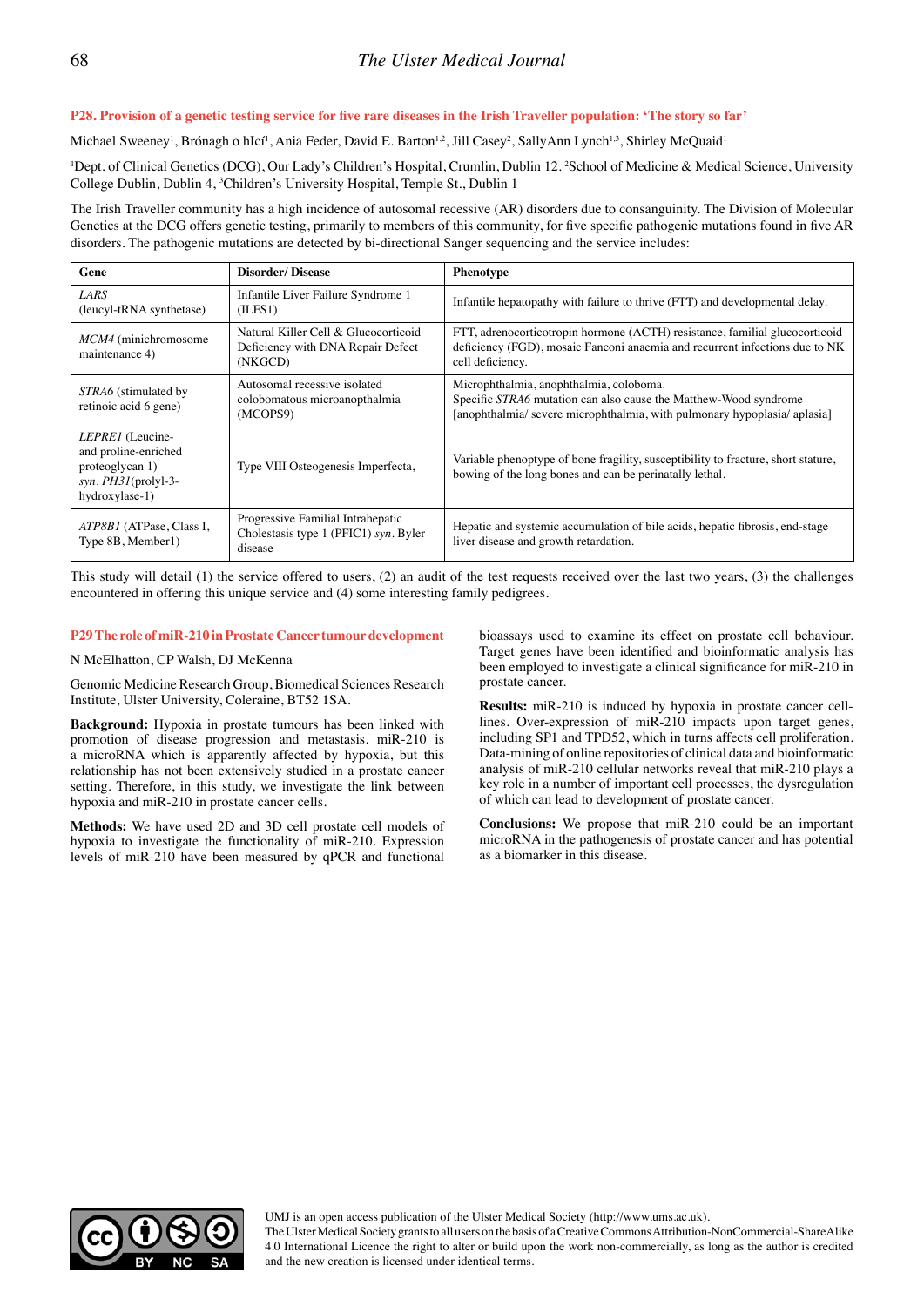### P28. Provision of a genetic testing service for five rare diseases in the Irish Traveller population: 'The story so far'

Michael Sweeney[1], Brónagh o hIcí[1], Ania Feder, David E. Barton[1,2], Jill Casey[2], SallyAnn Lynch[1,3], Shirley McQuaid[1]

[1]Dept. of Clinical Genetics (DCG), Our Lady's Children's Hospital, Crumlin, Dublin 12. [2]School of Medicine & Medical Science, University College Dublin, Dublin 4, [3]Children's University Hospital, Temple St., Dublin 1

The Irish Traveller community has a high incidence of autosomal recessive (AR) disorders due to consanguinity. The Division of Molecular Genetics at the DCG offers genetic testing, primarily to members of this community, for five specific pathogenic mutations found in five AR disorders. The pathogenic mutations are detected by bi-directional Sanger sequencing and the service includes:

| Gene | Disorder/ Disease | Phenotype |
|---|---|---|
| *LARS* (leucyl-tRNA synthetase) | Infantile Liver Failure Syndrome 1 (ILFS1) | Infantile hepatopathy with failure to thrive (FTT) and developmental delay. |
| *MCM4* (minichromosome maintenance 4) | Natural Killer Cell & Glucocorticoid Deficiency with DNA Repair Defect (NKGCD) | FTT, adrenocorticotropin hormone (ACTH) resistance, familial glucocorticoid deficiency (FGD), mosaic Fanconi anaemia and recurrent infections due to NK cell deficiency. |
| *STRA6* (stimulated by retinoic acid 6 gene) | Autosomal recessive isolated colobomatous microanopthalmia (MCOPS9) | Microphthalmia, anophthalmia, coloboma. Specific *STRA6* mutation can also cause the Matthew-Wood syndrome [anophthalmia/ severe microphthalmia, with pulmonary hypoplasia/ aplasia] |
| *LEPRE1* (Leucine- and proline-enriched proteoglycan 1) *syn. PH31*(prolyl-3-hydroxylase-1) | Type VIII Osteogenesis Imperfecta, | Variable phenoptype of bone fragility, susceptibility to fracture, short stature, bowing of the long bones and can be perinatally lethal. |
| *ATP8B1* (ATPase, Class I, Type 8B, Member1) | Progressive Familial Intrahepatic Cholestasis type 1 (PFIC1) *syn.* Byler disease | Hepatic and systemic accumulation of bile acids, hepatic fibrosis, end-stage liver disease and growth retardation. |

This study will detail (1) the service offered to users, (2) an audit of the test requests received over the last two years, (3) the challenges encountered in offering this unique service and (4) some interesting family pedigrees.

### P29 The role of miR-210 in Prostate Cancer tumour development

N McElhatton, CP Walsh, DJ McKenna

Genomic Medicine Research Group, Biomedical Sciences Research Institute, Ulster University, Coleraine, BT52 1SA.

**Background:** Hypoxia in prostate tumours has been linked with promotion of disease progression and metastasis. miR-210 is a microRNA which is apparently affected by hypoxia, but this relationship has not been extensively studied in a prostate cancer setting. Therefore, in this study, we investigate the link between hypoxia and miR-210 in prostate cancer cells.

**Methods:** We have used 2D and 3D cell prostate cell models of hypoxia to investigate the functionality of miR-210. Expression levels of miR-210 have been measured by qPCR and functional bioassays used to examine its effect on prostate cell behaviour. Target genes have been identified and bioinformatic analysis has been employed to investigate a clinical significance for miR-210 in prostate cancer.

**Results:** miR-210 is induced by hypoxia in prostate cancer cell-lines. Over-expression of miR-210 impacts upon target genes, including SP1 and TPD52, which in turns affects cell proliferation. Data-mining of online repositories of clinical data and bioinformatic analysis of miR-210 cellular networks reveal that miR-210 plays a key role in a number of important cell processes, the dysregulation of which can lead to development of prostate cancer.

**Conclusions:** We propose that miR-210 could be an important microRNA in the pathogenesis of prostate cancer and has potential as a biomarker in this disease.

UMJ is an open access publication of the Ulster Medical Society (http://www.ums.ac.uk).
The Ulster Medical Society grants to all users on the basis of a Creative Commons Attribution-NonCommercial-ShareAlike 4.0 International Licence the right to alter or build upon the work non-commercially, as long as the author is credited and the new creation is licensed under identical terms.